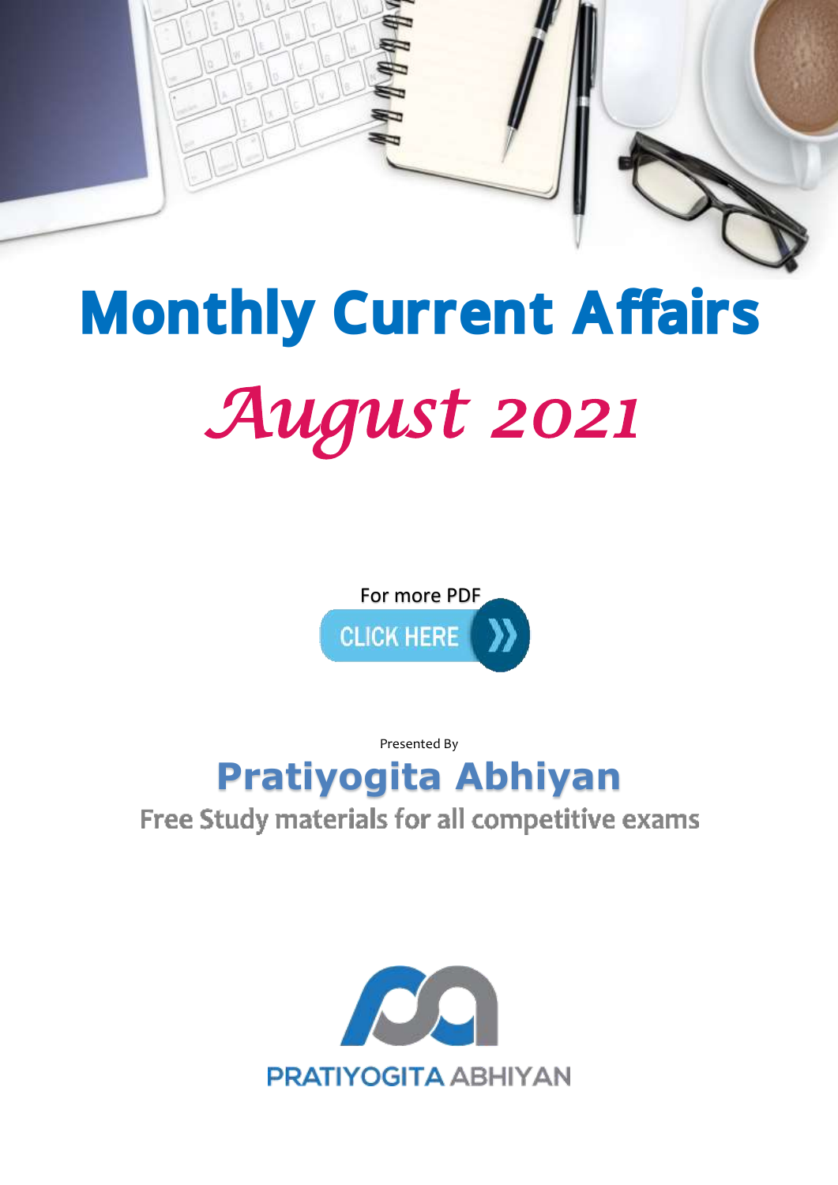# Monthly Current Affairs

## *August 2021*

For more PDF

CLICK HERE

Presented By

## Pratiyogita Abhiyan

Free Study materials for all competitive exams

PRATIYOGITA ABHIYAN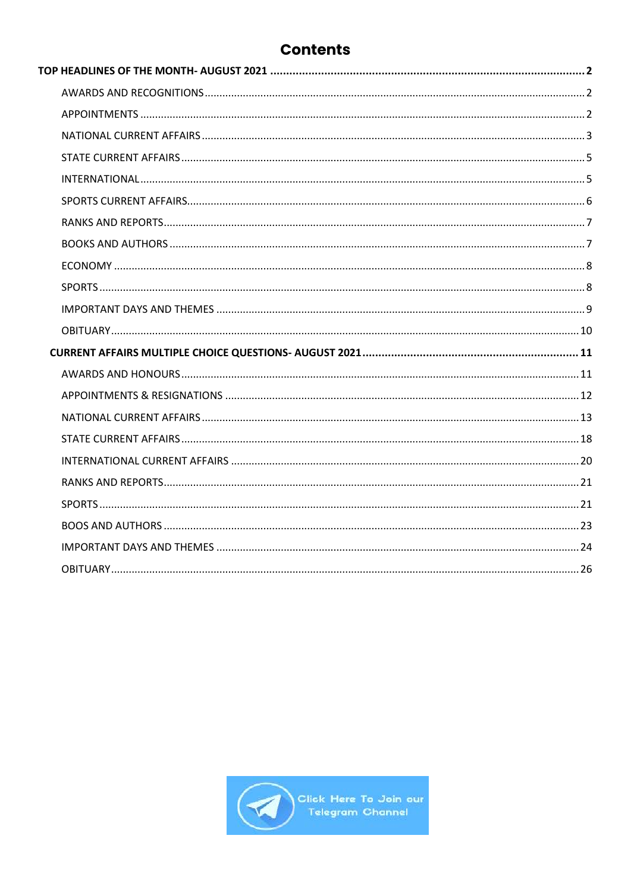# Contents

**TOP HEADLINES OF THE MONTH- AUGUST 2021 .......... 2**

- AWARDS AND RECOGNITIONS .......... 2
- APPOINTMENTS .......... 2
- NATIONAL CURRENT AFFAIRS .......... 3
- STATE CURRENT AFFAIRS .......... 5
- INTERNATIONAL .......... 5
- SPORTS CURRENT AFFAIRS .......... 6
- RANKS AND REPORTS .......... 7
- BOOKS AND AUTHORS .......... 7
- ECONOMY .......... 8
- SPORTS .......... 8
- IMPORTANT DAYS AND THEMES .......... 9
- OBITUARY .......... 10

**CURRENT AFFAIRS MULTIPLE CHOICE QUESTIONS- AUGUST 2021 .......... 11**

- AWARDS AND HONOURS .......... 11
- APPOINTMENTS & RESIGNATIONS .......... 12
- NATIONAL CURRENT AFFAIRS .......... 13
- STATE CURRENT AFFAIRS .......... 18
- INTERNATIONAL CURRENT AFFAIRS .......... 20
- RANKS AND REPORTS .......... 21
- SPORTS .......... 21
- BOOS AND AUTHORS .......... 23
- IMPORTANT DAYS AND THEMES .......... 24
- OBITUARY .......... 26

Click Here To Join our Telegram Channel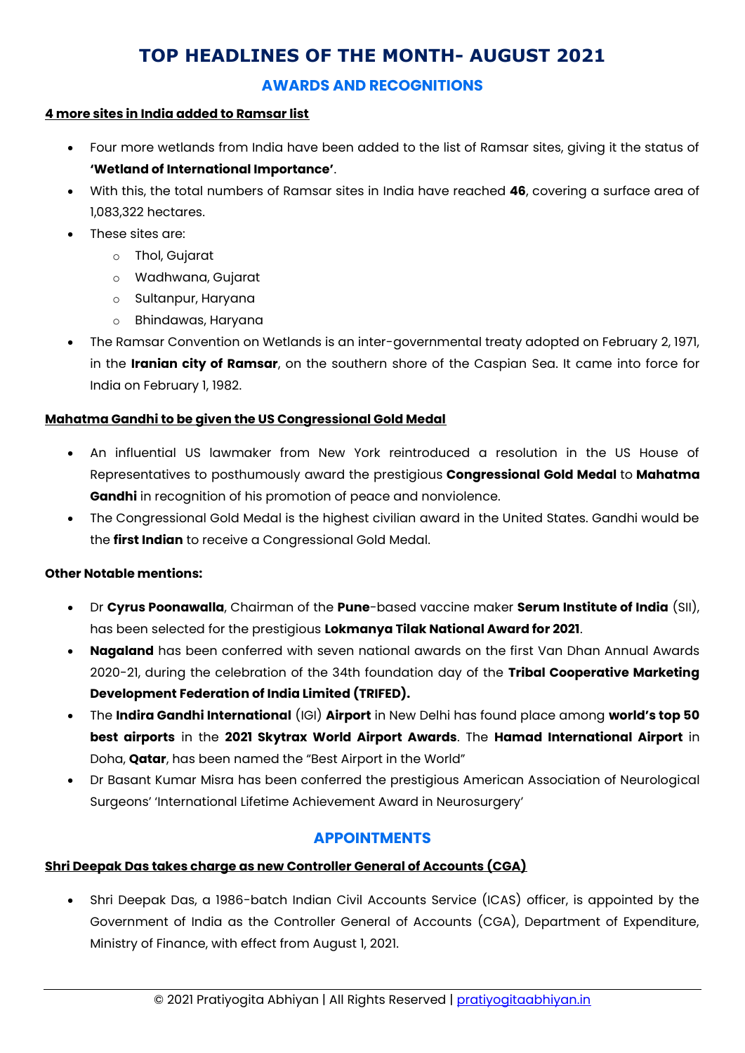# TOP HEADLINES OF THE MONTH- AUGUST 2021

## AWARDS AND RECOGNITIONS

### 4 more sites in India added to Ramsar list

- Four more wetlands from India have been added to the list of Ramsar sites, giving it the status of **'Wetland of International Importance'**.
- With this, the total numbers of Ramsar sites in India have reached **46**, covering a surface area of 1,083,322 hectares.
- These sites are:
  - Thol, Gujarat
  - Wadhwana, Gujarat
  - Sultanpur, Haryana
  - Bhindawas, Haryana
- The Ramsar Convention on Wetlands is an inter-governmental treaty adopted on February 2, 1971, in the **Iranian city of Ramsar**, on the southern shore of the Caspian Sea. It came into force for India on February 1, 1982.

### Mahatma Gandhi to be given the US Congressional Gold Medal

- An influential US lawmaker from New York reintroduced a resolution in the US House of Representatives to posthumously award the prestigious **Congressional Gold Medal** to **Mahatma Gandhi** in recognition of his promotion of peace and nonviolence.
- The Congressional Gold Medal is the highest civilian award in the United States. Gandhi would be the **first Indian** to receive a Congressional Gold Medal.

**Other Notable mentions:**

- Dr **Cyrus Poonawalla**, Chairman of the **Pune**-based vaccine maker **Serum Institute of India** (SII), has been selected for the prestigious **Lokmanya Tilak National Award for 2021**.
- **Nagaland** has been conferred with seven national awards on the first Van Dhan Annual Awards 2020-21, during the celebration of the 34th foundation day of the **Tribal Cooperative Marketing Development Federation of India Limited (TRIFED).**
- The **Indira Gandhi International** (IGI) **Airport** in New Delhi has found place among **world's top 50 best airports** in the **2021 Skytrax World Airport Awards**. The **Hamad International Airport** in Doha, **Qatar**, has been named the "Best Airport in the World"
- Dr Basant Kumar Misra has been conferred the prestigious American Association of Neurological Surgeons' 'International Lifetime Achievement Award in Neurosurgery'

## APPOINTMENTS

### Shri Deepak Das takes charge as new Controller General of Accounts (CGA)

- Shri Deepak Das, a 1986-batch Indian Civil Accounts Service (ICAS) officer, is appointed by the Government of India as the Controller General of Accounts (CGA), Department of Expenditure, Ministry of Finance, with effect from August 1, 2021.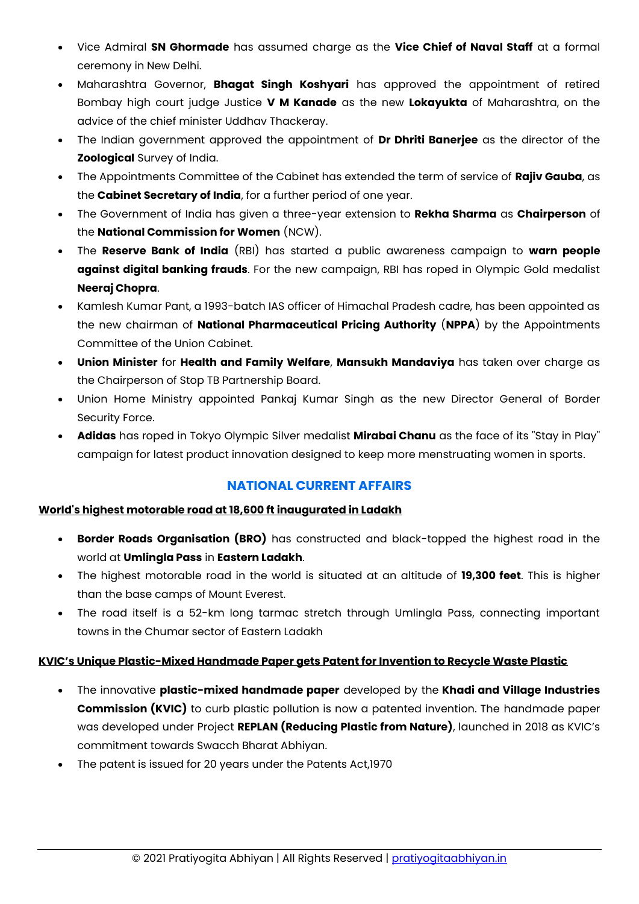- Vice Admiral **SN Ghormade** has assumed charge as the **Vice Chief of Naval Staff** at a formal ceremony in New Delhi.
- Maharashtra Governor, **Bhagat Singh Koshyari** has approved the appointment of retired Bombay high court judge Justice **V M Kanade** as the new **Lokayukta** of Maharashtra, on the advice of the chief minister Uddhav Thackeray.
- The Indian government approved the appointment of **Dr Dhriti Banerjee** as the director of the **Zoological** Survey of India.
- The Appointments Committee of the Cabinet has extended the term of service of **Rajiv Gauba**, as the **Cabinet Secretary of India**, for a further period of one year.
- The Government of India has given a three-year extension to **Rekha Sharma** as **Chairperson** of the **National Commission for Women** (NCW).
- The **Reserve Bank of India** (RBI) has started a public awareness campaign to **warn people against digital banking frauds**. For the new campaign, RBI has roped in Olympic Gold medalist **Neeraj Chopra**.
- Kamlesh Kumar Pant, a 1993-batch IAS officer of Himachal Pradesh cadre, has been appointed as the new chairman of **National Pharmaceutical Pricing Authority** (**NPPA**) by the Appointments Committee of the Union Cabinet.
- **Union Minister** for **Health and Family Welfare**, **Mansukh Mandaviya** has taken over charge as the Chairperson of Stop TB Partnership Board.
- Union Home Ministry appointed Pankaj Kumar Singh as the new Director General of Border Security Force.
- **Adidas** has roped in Tokyo Olympic Silver medalist **Mirabai Chanu** as the face of its "Stay in Play" campaign for latest product innovation designed to keep more menstruating women in sports.

## NATIONAL CURRENT AFFAIRS

### World's highest motorable road at 18,600 ft inaugurated in Ladakh

- **Border Roads Organisation (BRO)** has constructed and black-topped the highest road in the world at **Umlingla Pass** in **Eastern Ladakh**.
- The highest motorable road in the world is situated at an altitude of **19,300 feet**. This is higher than the base camps of Mount Everest.
- The road itself is a 52-km long tarmac stretch through Umlingla Pass, connecting important towns in the Chumar sector of Eastern Ladakh

### KVIC's Unique Plastic-Mixed Handmade Paper gets Patent for Invention to Recycle Waste Plastic

- The innovative **plastic-mixed handmade paper** developed by the **Khadi and Village Industries Commission (KVIC)** to curb plastic pollution is now a patented invention. The handmade paper was developed under Project **REPLAN (Reducing Plastic from Nature)**, launched in 2018 as KVIC's commitment towards Swacch Bharat Abhiyan.
- The patent is issued for 20 years under the Patents Act,1970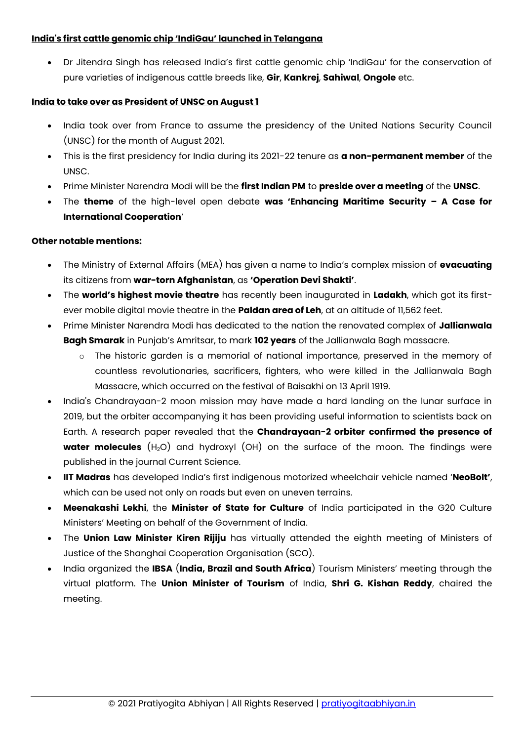**India's first cattle genomic chip 'IndiGau' launched in Telangana**

- Dr Jitendra Singh has released India's first cattle genomic chip 'IndiGau' for the conservation of pure varieties of indigenous cattle breeds like, **Gir**, **Kankrej**, **Sahiwal**, **Ongole** etc.

**India to take over as President of UNSC on August 1**

- India took over from France to assume the presidency of the United Nations Security Council (UNSC) for the month of August 2021.
- This is the first presidency for India during its 2021-22 tenure as **a non-permanent member** of the UNSC.
- Prime Minister Narendra Modi will be the **first Indian PM** to **preside over a meeting** of the **UNSC**.
- The **theme** of the high-level open debate **was 'Enhancing Maritime Security – A Case for International Cooperation**'

**Other notable mentions:**

- The Ministry of External Affairs (MEA) has given a name to India's complex mission of **evacuating** its citizens from **war-torn Afghanistan**, as **'Operation Devi Shakti'**.
- The **world's highest movie theatre** has recently been inaugurated in **Ladakh**, which got its first-ever mobile digital movie theatre in the **Paldan area of Leh**, at an altitude of 11,562 feet.
- Prime Minister Narendra Modi has dedicated to the nation the renovated complex of **Jallianwala Bagh Smarak** in Punjab's Amritsar, to mark **102 years** of the Jallianwala Bagh massacre.
    - The historic garden is a memorial of national importance, preserved in the memory of countless revolutionaries, sacrificers, fighters, who were killed in the Jallianwala Bagh Massacre, which occurred on the festival of Baisakhi on 13 April 1919.
- India's Chandrayaan-2 moon mission may have made a hard landing on the lunar surface in 2019, but the orbiter accompanying it has been providing useful information to scientists back on Earth. A research paper revealed that the **Chandrayaan-2 orbiter confirmed the presence of water molecules** ($H_2O$) and hydroxyl (OH) on the surface of the moon. The findings were published in the journal Current Science.
- **IIT Madras** has developed India's first indigenous motorized wheelchair vehicle named '**NeoBolt'**, which can be used not only on roads but even on uneven terrains.
- **Meenakashi Lekhi**, the **Minister of State for Culture** of India participated in the G20 Culture Ministers' Meeting on behalf of the Government of India.
- The **Union Law Minister Kiren Rijiju** has virtually attended the eighth meeting of Ministers of Justice of the Shanghai Cooperation Organisation (SCO).
- India organized the **IBSA** (**India, Brazil and South Africa**) Tourism Ministers' meeting through the virtual platform. The **Union Minister of Tourism** of India, **Shri G. Kishan Reddy**, chaired the meeting.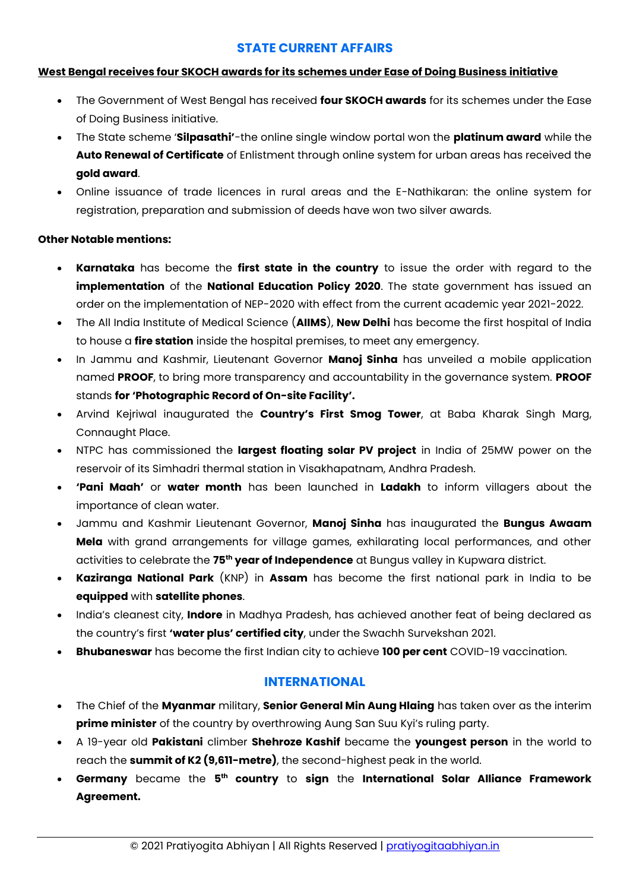## STATE CURRENT AFFAIRS

**West Bengal receives four SKOCH awards for its schemes under Ease of Doing Business initiative**

- The Government of West Bengal has received **four SKOCH awards** for its schemes under the Ease of Doing Business initiative.
- The State scheme '**Silpasathi'**-the online single window portal won the **platinum award** while the **Auto Renewal of Certificate** of Enlistment through online system for urban areas has received the **gold award**.
- Online issuance of trade licences in rural areas and the E-Nathikaran: the online system for registration, preparation and submission of deeds have won two silver awards.

**Other Notable mentions:**

- **Karnataka** has become the **first state in the country** to issue the order with regard to the **implementation** of the **National Education Policy 2020**. The state government has issued an order on the implementation of NEP-2020 with effect from the current academic year 2021-2022.
- The All India Institute of Medical Science (**AIIMS**), **New Delhi** has become the first hospital of India to house a **fire station** inside the hospital premises, to meet any emergency.
- In Jammu and Kashmir, Lieutenant Governor **Manoj Sinha** has unveiled a mobile application named **PROOF**, to bring more transparency and accountability in the governance system. **PROOF** stands **for 'Photographic Record of On-site Facility'.**
- Arvind Kejriwal inaugurated the **Country's First Smog Tower**, at Baba Kharak Singh Marg, Connaught Place.
- NTPC has commissioned the **largest floating solar PV project** in India of 25MW power on the reservoir of its Simhadri thermal station in Visakhapatnam, Andhra Pradesh.
- **'Pani Maah'** or **water month** has been launched in **Ladakh** to inform villagers about the importance of clean water.
- Jammu and Kashmir Lieutenant Governor, **Manoj Sinha** has inaugurated the **Bungus Awaam Mela** with grand arrangements for village games, exhilarating local performances, and other activities to celebrate the **75th year of Independence** at Bungus valley in Kupwara district.
- **Kaziranga National Park** (KNP) in **Assam** has become the first national park in India to be **equipped** with **satellite phones**.
- India's cleanest city, **Indore** in Madhya Pradesh, has achieved another feat of being declared as the country's first **'water plus' certified city**, under the Swachh Survekshan 2021.
- **Bhubaneswar** has become the first Indian city to achieve **100 per cent** COVID-19 vaccination.

## INTERNATIONAL

- The Chief of the **Myanmar** military, **Senior General Min Aung Hlaing** has taken over as the interim **prime minister** of the country by overthrowing Aung San Suu Kyi's ruling party.
- A 19-year old **Pakistani** climber **Shehroze Kashif** became the **youngest person** in the world to reach the **summit of K2 (9,611-metre)**, the second-highest peak in the world.
- **Germany** became the **5th country** to **sign** the **International Solar Alliance Framework Agreement.**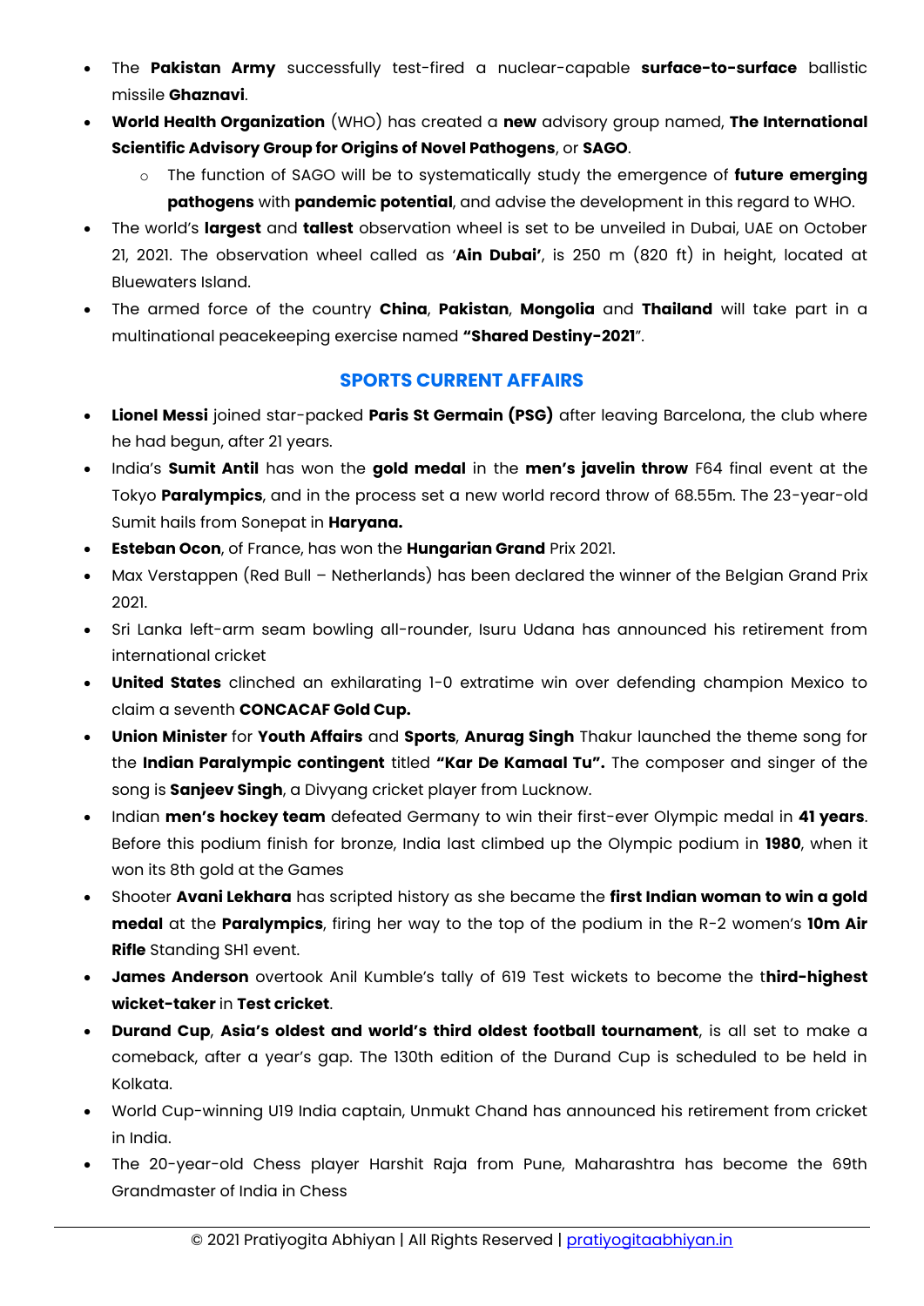- The **Pakistan Army** successfully test-fired a nuclear-capable **surface-to-surface** ballistic missile **Ghaznavi**.
- **World Health Organization** (WHO) has created a **new** advisory group named, **The International Scientific Advisory Group for Origins of Novel Pathogens**, or **SAGO**.
    - The function of SAGO will be to systematically study the emergence of **future emerging pathogens** with **pandemic potential**, and advise the development in this regard to WHO.
- The world's **largest** and **tallest** observation wheel is set to be unveiled in Dubai, UAE on October 21, 2021. The observation wheel called as '**Ain Dubai'**, is 250 m (820 ft) in height, located at Bluewaters Island.
- The armed force of the country **China**, **Pakistan**, **Mongolia** and **Thailand** will take part in a multinational peacekeeping exercise named **"Shared Destiny-2021**".

## SPORTS CURRENT AFFAIRS

- **Lionel Messi** joined star-packed **Paris St Germain (PSG)** after leaving Barcelona, the club where he had begun, after 21 years.
- India's **Sumit Antil** has won the **gold medal** in the **men's javelin throw** F64 final event at the Tokyo **Paralympics**, and in the process set a new world record throw of 68.55m. The 23-year-old Sumit hails from Sonepat in **Haryana.**
- **Esteban Ocon**, of France, has won the **Hungarian Grand** Prix 2021.
- Max Verstappen (Red Bull – Netherlands) has been declared the winner of the Belgian Grand Prix 2021.
- Sri Lanka left-arm seam bowling all-rounder, Isuru Udana has announced his retirement from international cricket
- **United States** clinched an exhilarating 1-0 extratime win over defending champion Mexico to claim a seventh **CONCACAF Gold Cup.**
- **Union Minister** for **Youth Affairs** and **Sports**, **Anurag Singh** Thakur launched the theme song for the **Indian Paralympic contingent** titled **"Kar De Kamaal Tu".** The composer and singer of the song is **Sanjeev Singh**, a Divyang cricket player from Lucknow.
- Indian **men's hockey team** defeated Germany to win their first-ever Olympic medal in **41 years**. Before this podium finish for bronze, India last climbed up the Olympic podium in **1980**, when it won its 8th gold at the Games
- Shooter **Avani Lekhara** has scripted history as she became the **first Indian woman to win a gold medal** at the **Paralympics**, firing her way to the top of the podium in the R-2 women's **10m Air Rifle** Standing SH1 event.
- **James Anderson** overtook Anil Kumble's tally of 619 Test wickets to become the t**hird-highest wicket-taker** in **Test cricket**.
- **Durand Cup**, **Asia's oldest and world's third oldest football tournament**, is all set to make a comeback, after a year's gap. The 130th edition of the Durand Cup is scheduled to be held in Kolkata.
- World Cup-winning U19 India captain, Unmukt Chand has announced his retirement from cricket in India.
- The 20-year-old Chess player Harshit Raja from Pune, Maharashtra has become the 69th Grandmaster of India in Chess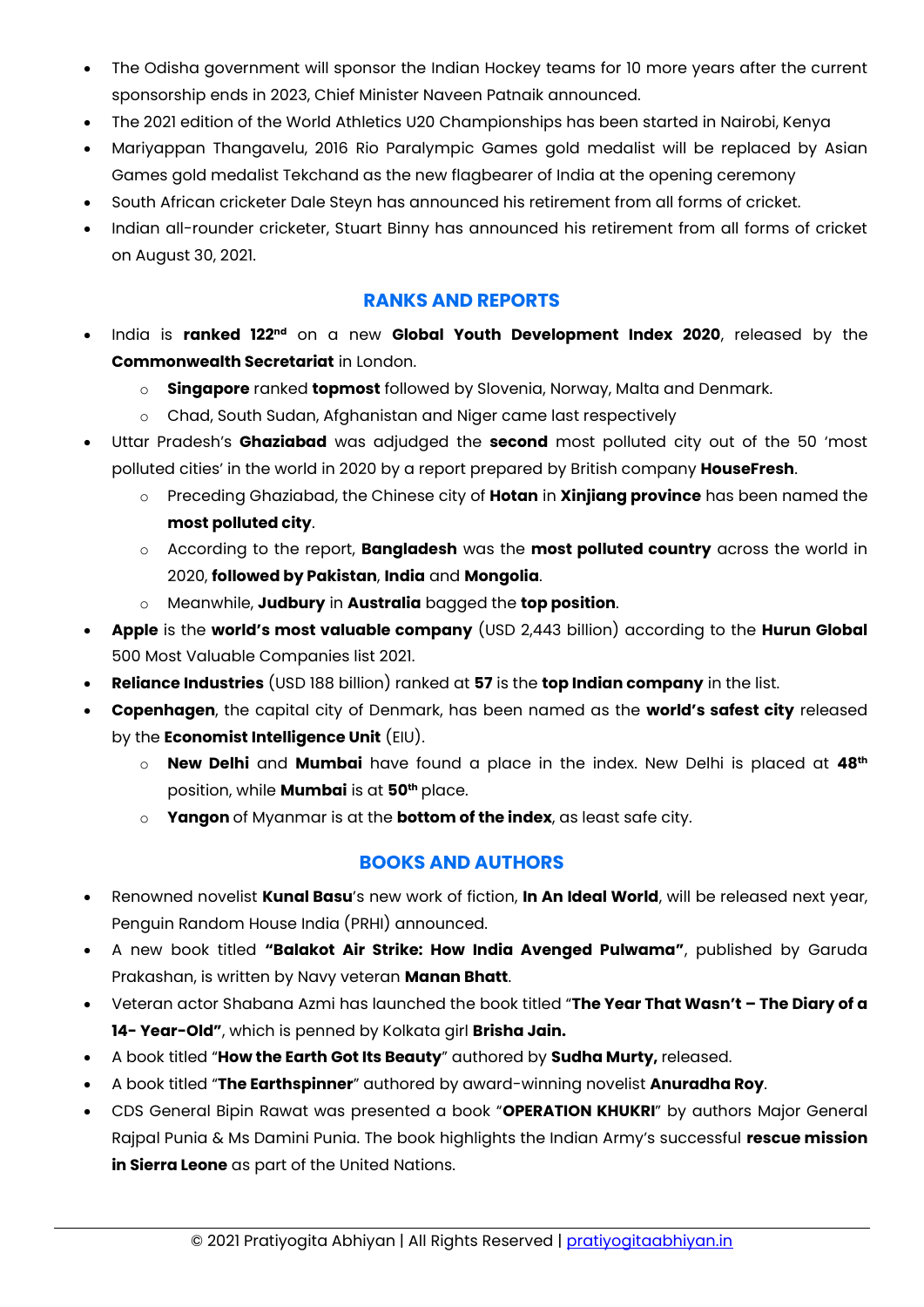- The Odisha government will sponsor the Indian Hockey teams for 10 more years after the current sponsorship ends in 2023, Chief Minister Naveen Patnaik announced.
- The 2021 edition of the World Athletics U20 Championships has been started in Nairobi, Kenya
- Mariyappan Thangavelu, 2016 Rio Paralympic Games gold medalist will be replaced by Asian Games gold medalist Tekchand as the new flagbearer of India at the opening ceremony
- South African cricketer Dale Steyn has announced his retirement from all forms of cricket.
- Indian all-rounder cricketer, Stuart Binny has announced his retirement from all forms of cricket on August 30, 2021.

## RANKS AND REPORTS

- India is **ranked 122nd** on a new **Global Youth Development Index 2020**, released by the **Commonwealth Secretariat** in London.
  - **Singapore** ranked **topmost** followed by Slovenia, Norway, Malta and Denmark.
  - Chad, South Sudan, Afghanistan and Niger came last respectively
- Uttar Pradesh's **Ghaziabad** was adjudged the **second** most polluted city out of the 50 'most polluted cities' in the world in 2020 by a report prepared by British company **HouseFresh**.
  - Preceding Ghaziabad, the Chinese city of **Hotan** in **Xinjiang province** has been named the **most polluted city**.
  - According to the report, **Bangladesh** was the **most polluted country** across the world in 2020, **followed by Pakistan**, **India** and **Mongolia**.
  - Meanwhile, **Judbury** in **Australia** bagged the **top position**.
- **Apple** is the **world's most valuable company** (USD 2,443 billion) according to the **Hurun Global** 500 Most Valuable Companies list 2021.
- **Reliance Industries** (USD 188 billion) ranked at **57** is the **top Indian company** in the list.
- **Copenhagen**, the capital city of Denmark, has been named as the **world's safest city** released by the **Economist Intelligence Unit** (EIU).
  - **New Delhi** and **Mumbai** have found a place in the index. New Delhi is placed at **48th** position, while **Mumbai** is at **50th** place.
  - **Yangon** of Myanmar is at the **bottom of the index**, as least safe city.

## BOOKS AND AUTHORS

- Renowned novelist **Kunal Basu**'s new work of fiction, **In An Ideal World**, will be released next year, Penguin Random House India (PRHI) announced.
- A new book titled **"Balakot Air Strike: How India Avenged Pulwama"**, published by Garuda Prakashan, is written by Navy veteran **Manan Bhatt**.
- Veteran actor Shabana Azmi has launched the book titled "**The Year That Wasn't – The Diary of a 14- Year-Old"**, which is penned by Kolkata girl **Brisha Jain.**
- A book titled "**How the Earth Got Its Beauty**" authored by **Sudha Murty,** released.
- A book titled "**The Earthspinner**" authored by award-winning novelist **Anuradha Roy**.
- CDS General Bipin Rawat was presented a book "**OPERATION KHUKRI**" by authors Major General Rajpal Punia & Ms Damini Punia. The book highlights the Indian Army's successful **rescue mission in Sierra Leone** as part of the United Nations.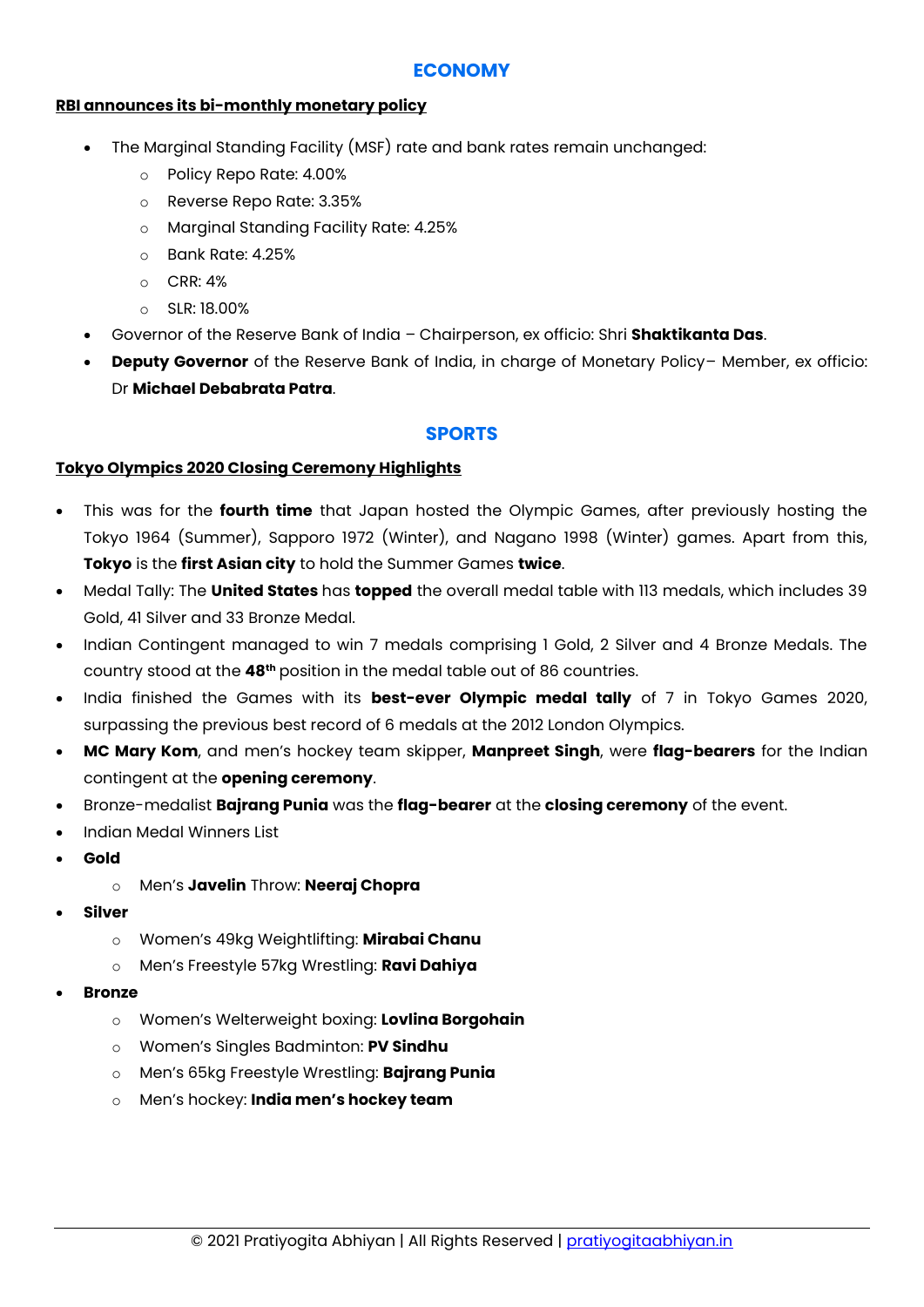## ECONOMY

### RBI announces its bi-monthly monetary policy

- The Marginal Standing Facility (MSF) rate and bank rates remain unchanged:
  - Policy Repo Rate: 4.00%
  - Reverse Repo Rate: 3.35%
  - Marginal Standing Facility Rate: 4.25%
  - Bank Rate: 4.25%
  - CRR: 4%
  - SLR: 18.00%
- Governor of the Reserve Bank of India – Chairperson, ex officio: Shri **Shaktikanta Das**.
- **Deputy Governor** of the Reserve Bank of India, in charge of Monetary Policy– Member, ex officio: Dr **Michael Debabrata Patra**.

## SPORTS

### Tokyo Olympics 2020 Closing Ceremony Highlights

- This was for the **fourth time** that Japan hosted the Olympic Games, after previously hosting the Tokyo 1964 (Summer), Sapporo 1972 (Winter), and Nagano 1998 (Winter) games. Apart from this, **Tokyo** is the **first Asian city** to hold the Summer Games **twice**.
- Medal Tally: The **United States** has **topped** the overall medal table with 113 medals, which includes 39 Gold, 41 Silver and 33 Bronze Medal.
- Indian Contingent managed to win 7 medals comprising 1 Gold, 2 Silver and 4 Bronze Medals. The country stood at the **48th** position in the medal table out of 86 countries.
- India finished the Games with its **best-ever Olympic medal tally** of 7 in Tokyo Games 2020, surpassing the previous best record of 6 medals at the 2012 London Olympics.
- **MC Mary Kom**, and men's hockey team skipper, **Manpreet Singh**, were **flag-bearers** for the Indian contingent at the **opening ceremony**.
- Bronze-medalist **Bajrang Punia** was the **flag-bearer** at the **closing ceremony** of the event.
- Indian Medal Winners List
- **Gold**
  - Men's **Javelin** Throw: **Neeraj Chopra**
- **Silver**
  - Women's 49kg Weightlifting: **Mirabai Chanu**
  - Men's Freestyle 57kg Wrestling: **Ravi Dahiya**
- **Bronze**
  - Women's Welterweight boxing: **Lovlina Borgohain**
  - Women's Singles Badminton: **PV Sindhu**
  - Men's 65kg Freestyle Wrestling: **Bajrang Punia**
  - Men's hockey: **India men's hockey team**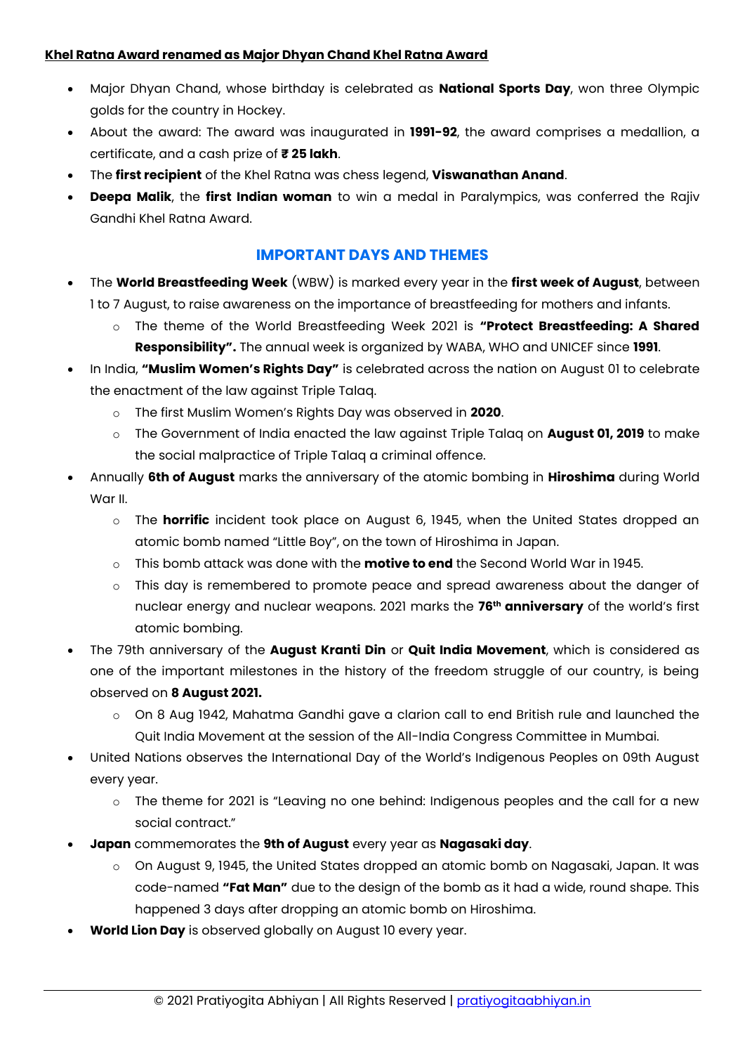**Khel Ratna Award renamed as Major Dhyan Chand Khel Ratna Award**

- Major Dhyan Chand, whose birthday is celebrated as **National Sports Day**, won three Olympic golds for the country in Hockey.
- About the award: The award was inaugurated in **1991-92**, the award comprises a medallion, a certificate, and a cash prize of **₹ 25 lakh**.
- The **first recipient** of the Khel Ratna was chess legend, **Viswanathan Anand**.
- **Deepa Malik**, the **first Indian woman** to win a medal in Paralympics, was conferred the Rajiv Gandhi Khel Ratna Award.

## IMPORTANT DAYS AND THEMES

- The **World Breastfeeding Week** (WBW) is marked every year in the **first week of August**, between 1 to 7 August, to raise awareness on the importance of breastfeeding for mothers and infants.
    - The theme of the World Breastfeeding Week 2021 is **"Protect Breastfeeding: A Shared Responsibility".** The annual week is organized by WABA, WHO and UNICEF since **1991**.
- In India, **"Muslim Women's Rights Day"** is celebrated across the nation on August 01 to celebrate the enactment of the law against Triple Talaq.
    - The first Muslim Women's Rights Day was observed in **2020**.
    - The Government of India enacted the law against Triple Talaq on **August 01, 2019** to make the social malpractice of Triple Talaq a criminal offence.
- Annually **6th of August** marks the anniversary of the atomic bombing in **Hiroshima** during World War II.
    - The **horrific** incident took place on August 6, 1945, when the United States dropped an atomic bomb named "Little Boy", on the town of Hiroshima in Japan.
    - This bomb attack was done with the **motive to end** the Second World War in 1945.
    - This day is remembered to promote peace and spread awareness about the danger of nuclear energy and nuclear weapons. 2021 marks the **76th anniversary** of the world's first atomic bombing.
- The 79th anniversary of the **August Kranti Din** or **Quit India Movement**, which is considered as one of the important milestones in the history of the freedom struggle of our country, is being observed on **8 August 2021.**
    - On 8 Aug 1942, Mahatma Gandhi gave a clarion call to end British rule and launched the Quit India Movement at the session of the All-India Congress Committee in Mumbai.
- United Nations observes the International Day of the World's Indigenous Peoples on 09th August every year.
    - The theme for 2021 is "Leaving no one behind: Indigenous peoples and the call for a new social contract."
- **Japan** commemorates the **9th of August** every year as **Nagasaki day**.
    - On August 9, 1945, the United States dropped an atomic bomb on Nagasaki, Japan. It was code-named **"Fat Man"** due to the design of the bomb as it had a wide, round shape. This happened 3 days after dropping an atomic bomb on Hiroshima.
- **World Lion Day** is observed globally on August 10 every year.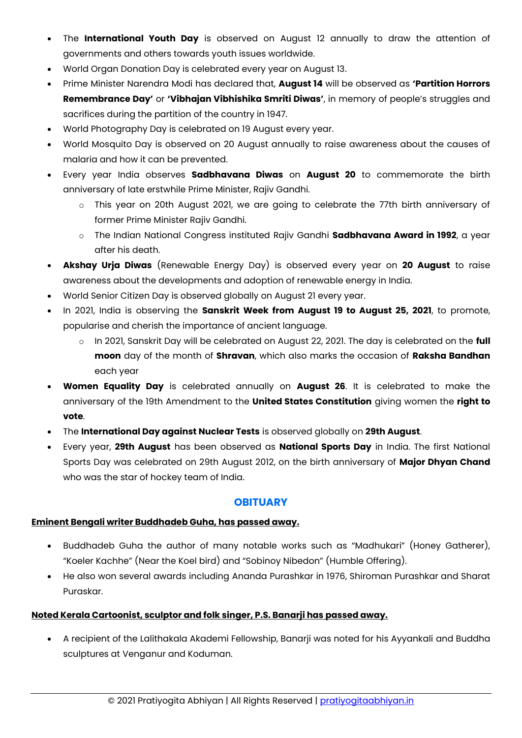- The **International Youth Day** is observed on August 12 annually to draw the attention of governments and others towards youth issues worldwide.
- World Organ Donation Day is celebrated every year on August 13.
- Prime Minister Narendra Modi has declared that, **August 14** will be observed as **'Partition Horrors Remembrance Day'** or **'Vibhajan Vibhishika Smriti Diwas'**, in memory of people's struggles and sacrifices during the partition of the country in 1947.
- World Photography Day is celebrated on 19 August every year.
- World Mosquito Day is observed on 20 August annually to raise awareness about the causes of malaria and how it can be prevented.
- Every year India observes **Sadbhavana Diwas** on **August 20** to commemorate the birth anniversary of late erstwhile Prime Minister, Rajiv Gandhi.
    - This year on 20th August 2021, we are going to celebrate the 77th birth anniversary of former Prime Minister Rajiv Gandhi.
    - The Indian National Congress instituted Rajiv Gandhi **Sadbhavana Award in 1992**, a year after his death.
- **Akshay Urja Diwas** (Renewable Energy Day) is observed every year on **20 August** to raise awareness about the developments and adoption of renewable energy in India.
- World Senior Citizen Day is observed globally on August 21 every year.
- In 2021, India is observing the **Sanskrit Week from August 19 to August 25, 2021**, to promote, popularise and cherish the importance of ancient language.
    - In 2021, Sanskrit Day will be celebrated on August 22, 2021. The day is celebrated on the **full moon** day of the month of **Shravan**, which also marks the occasion of **Raksha Bandhan** each year
- **Women Equality Day** is celebrated annually on **August 26**. It is celebrated to make the anniversary of the 19th Amendment to the **United States Constitution** giving women the **right to vote**.
- The **International Day against Nuclear Tests** is observed globally on **29th August**.
- Every year, **29th August** has been observed as **National Sports Day** in India. The first National Sports Day was celebrated on 29th August 2012, on the birth anniversary of **Major Dhyan Chand** who was the star of hockey team of India.

## OBITUARY

**Eminent Bengali writer Buddhadeb Guha, has passed away.**

- Buddhadeb Guha the author of many notable works such as "Madhukari" (Honey Gatherer), "Koeler Kachhe" (Near the Koel bird) and "Sobinoy Nibedon" (Humble Offering).
- He also won several awards including Ananda Purashkar in 1976, Shiroman Purashkar and Sharat Puraskar.

**Noted Kerala Cartoonist, sculptor and folk singer, P.S. Banarji has passed away.**

- A recipient of the Lalithakala Akademi Fellowship, Banarji was noted for his Ayyankali and Buddha sculptures at Venganur and Koduman.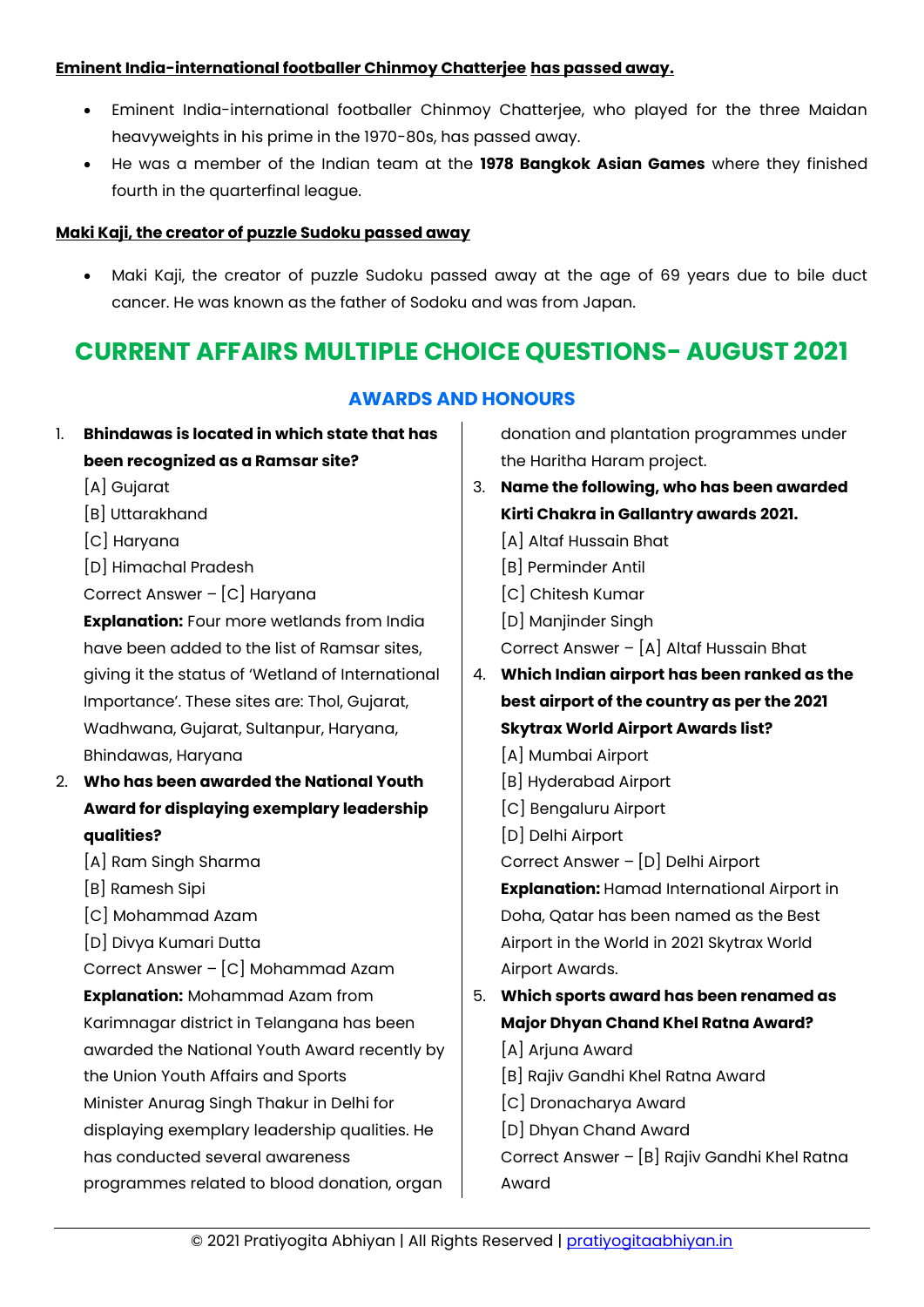**Eminent India-international footballer Chinmoy Chatterjee has passed away.**

- Eminent India-international footballer Chinmoy Chatterjee, who played for the three Maidan heavyweights in his prime in the 1970-80s, has passed away.
- He was a member of the Indian team at the **1978 Bangkok Asian Games** where they finished fourth in the quarterfinal league.

**Maki Kaji, the creator of puzzle Sudoku passed away**

- Maki Kaji, the creator of puzzle Sudoku passed away at the age of 69 years due to bile duct cancer. He was known as the father of Sodoku and was from Japan.

# CURRENT AFFAIRS MULTIPLE CHOICE QUESTIONS- AUGUST 2021

## AWARDS AND HONOURS

1. **Bhindawas is located in which state that has been recognized as a Ramsar site?**
   [A] Gujarat
   [B] Uttarakhand
   [C] Haryana
   [D] Himachal Pradesh
   Correct Answer – [C] Haryana
   **Explanation:** Four more wetlands from India have been added to the list of Ramsar sites, giving it the status of 'Wetland of International Importance'. These sites are: Thol, Gujarat, Wadhwana, Gujarat, Sultanpur, Haryana, Bhindawas, Haryana

2. **Who has been awarded the National Youth Award for displaying exemplary leadership qualities?**
   [A] Ram Singh Sharma
   [B] Ramesh Sipi
   [C] Mohammad Azam
   [D] Divya Kumari Dutta
   Correct Answer – [C] Mohammad Azam
   **Explanation:** Mohammad Azam from Karimnagar district in Telangana has been awarded the National Youth Award recently by the Union Youth Affairs and Sports Minister Anurag Singh Thakur in Delhi for displaying exemplary leadership qualities. He has conducted several awareness programmes related to blood donation, organ donation and plantation programmes under the Haritha Haram project.

3. **Name the following, who has been awarded Kirti Chakra in Gallantry awards 2021.**
   [A] Altaf Hussain Bhat
   [B] Perminder Antil
   [C] Chitesh Kumar
   [D] Manjinder Singh
   Correct Answer – [A] Altaf Hussain Bhat

4. **Which Indian airport has been ranked as the best airport of the country as per the 2021 Skytrax World Airport Awards list?**
   [A] Mumbai Airport
   [B] Hyderabad Airport
   [C] Bengaluru Airport
   [D] Delhi Airport
   Correct Answer – [D] Delhi Airport
   **Explanation:** Hamad International Airport in Doha, Qatar has been named as the Best Airport in the World in 2021 Skytrax World Airport Awards.

5. **Which sports award has been renamed as Major Dhyan Chand Khel Ratna Award?**
   [A] Arjuna Award
   [B] Rajiv Gandhi Khel Ratna Award
   [C] Dronacharya Award
   [D] Dhyan Chand Award
   Correct Answer – [B] Rajiv Gandhi Khel Ratna Award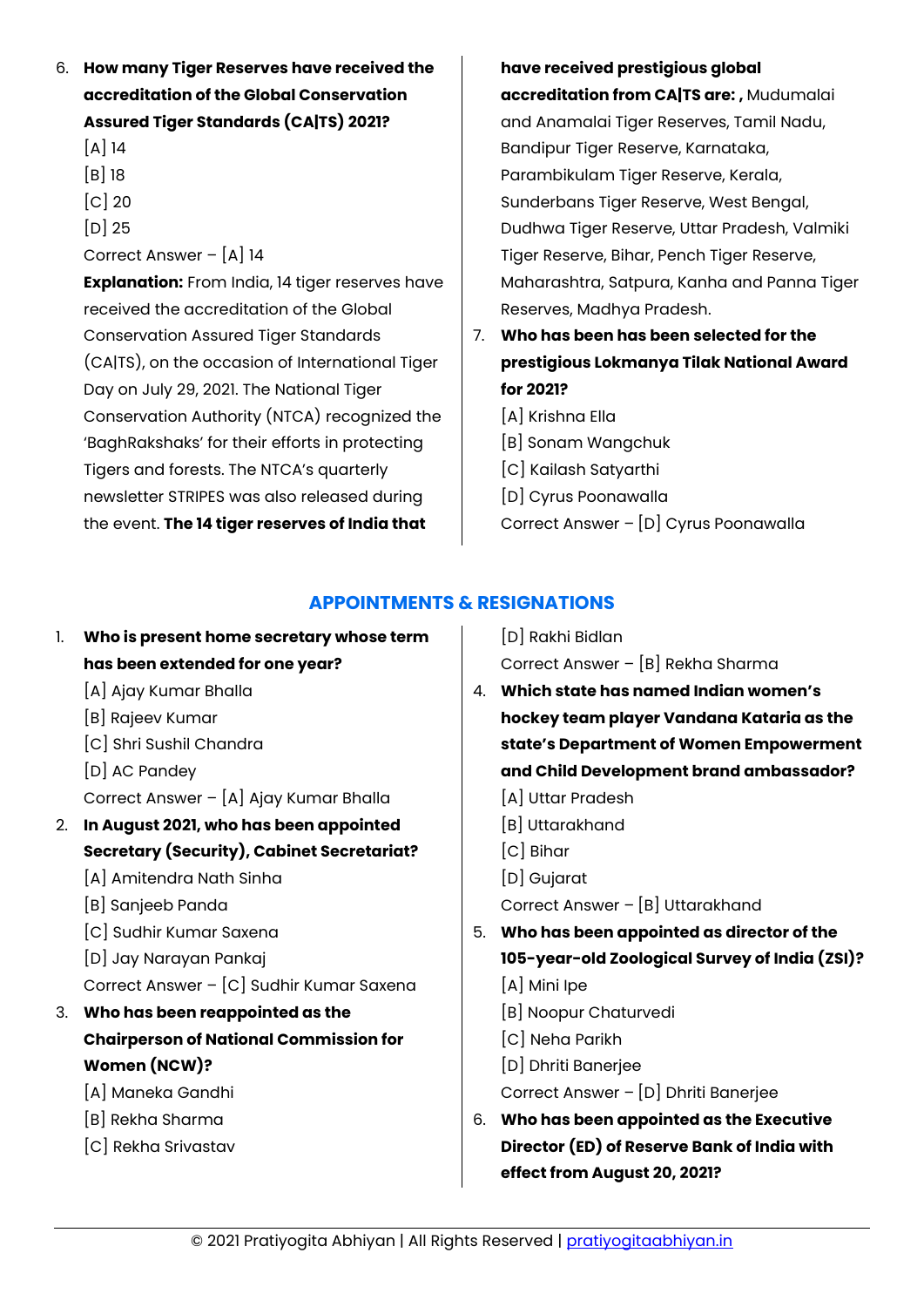6. **How many Tiger Reserves have received the accreditation of the Global Conservation Assured Tiger Standards (CA|TS) 2021?**
   [A] 14
   [B] 18
   [C] 20
   [D] 25
   Correct Answer – [A] 14
   **Explanation:** From India, 14 tiger reserves have received the accreditation of the Global Conservation Assured Tiger Standards (CA|TS), on the occasion of International Tiger Day on July 29, 2021. The National Tiger Conservation Authority (NTCA) recognized the 'BaghRakshaks' for their efforts in protecting Tigers and forests. The NTCA's quarterly newsletter STRIPES was also released during the event. **The 14 tiger reserves of India that have received prestigious global accreditation from CA|TS are: ,** Mudumalai and Anamalai Tiger Reserves, Tamil Nadu, Bandipur Tiger Reserve, Karnataka, Parambikulam Tiger Reserve, Kerala, Sunderbans Tiger Reserve, West Bengal, Dudhwa Tiger Reserve, Uttar Pradesh, Valmiki Tiger Reserve, Bihar, Pench Tiger Reserve, Maharashtra, Satpura, Kanha and Panna Tiger Reserves, Madhya Pradesh.
7. **Who has been has been selected for the prestigious Lokmanya Tilak National Award for 2021?**
   [A] Krishna Ella
   [B] Sonam Wangchuk
   [C] Kailash Satyarthi
   [D] Cyrus Poonawalla
   Correct Answer – [D] Cyrus Poonawalla

## APPOINTMENTS & RESIGNATIONS

1. **Who is present home secretary whose term has been extended for one year?**
   [A] Ajay Kumar Bhalla
   [B] Rajeev Kumar
   [C] Shri Sushil Chandra
   [D] AC Pandey
   Correct Answer – [A] Ajay Kumar Bhalla
2. **In August 2021, who has been appointed Secretary (Security), Cabinet Secretariat?**
   [A] Amitendra Nath Sinha
   [B] Sanjeeb Panda
   [C] Sudhir Kumar Saxena
   [D] Jay Narayan Pankaj
   Correct Answer – [C] Sudhir Kumar Saxena
3. **Who has been reappointed as the Chairperson of National Commission for Women (NCW)?**
   [A] Maneka Gandhi
   [B] Rekha Sharma
   [C] Rekha Srivastav
   [D] Rakhi Bidlan
   Correct Answer – [B] Rekha Sharma
4. **Which state has named Indian women's hockey team player Vandana Kataria as the state's Department of Women Empowerment and Child Development brand ambassador?**
   [A] Uttar Pradesh
   [B] Uttarakhand
   [C] Bihar
   [D] Gujarat
   Correct Answer – [B] Uttarakhand
5. **Who has been appointed as director of the 105-year-old Zoological Survey of India (ZSI)?**
   [A] Mini Ipe
   [B] Noopur Chaturvedi
   [C] Neha Parikh
   [D] Dhriti Banerjee
   Correct Answer – [D] Dhriti Banerjee
6. **Who has been appointed as the Executive Director (ED) of Reserve Bank of India with effect from August 20, 2021?**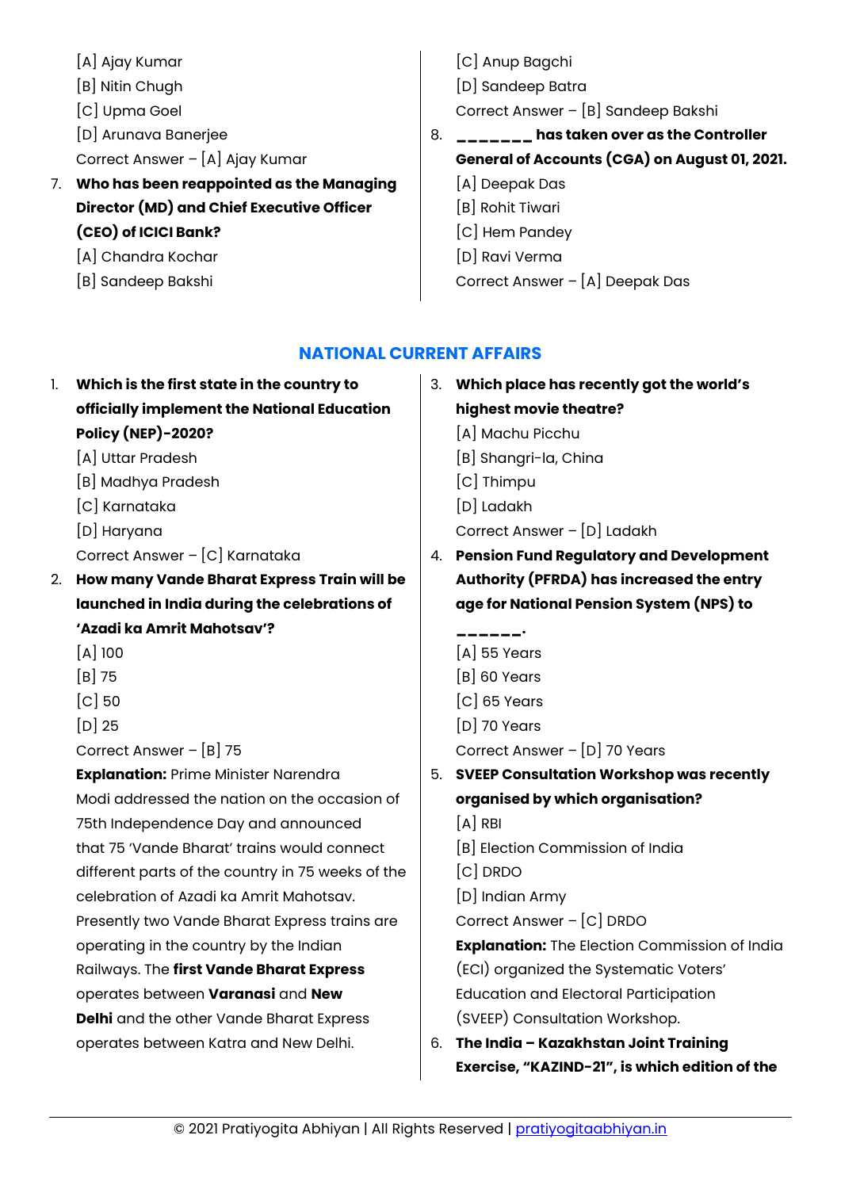[A] Ajay Kumar

[B] Nitin Chugh

[C] Upma Goel

[D] Arunava Banerjee

Correct Answer – [A] Ajay Kumar

7. **Who has been reappointed as the Managing Director (MD) and Chief Executive Officer (CEO) of ICICI Bank?**

   [A] Chandra Kochar

   [B] Sandeep Bakshi

   [C] Anup Bagchi

   [D] Sandeep Batra

   Correct Answer – [B] Sandeep Bakshi

8. **_______ has taken over as the Controller General of Accounts (CGA) on August 01, 2021.**

   [A] Deepak Das

   [B] Rohit Tiwari

   [C] Hem Pandey

   [D] Ravi Verma

   Correct Answer – [A] Deepak Das

## NATIONAL CURRENT AFFAIRS

1. **Which is the first state in the country to officially implement the National Education Policy (NEP)-2020?**

   [A] Uttar Pradesh

   [B] Madhya Pradesh

   [C] Karnataka

   [D] Haryana

   Correct Answer – [C] Karnataka

2. **How many Vande Bharat Express Train will be launched in India during the celebrations of 'Azadi ka Amrit Mahotsav'?**

   [A] 100

   [B] 75

   [C] 50

   [D] 25

   Correct Answer – [B] 75

   **Explanation:** Prime Minister Narendra Modi addressed the nation on the occasion of 75th Independence Day and announced that 75 'Vande Bharat' trains would connect different parts of the country in 75 weeks of the celebration of Azadi ka Amrit Mahotsav. Presently two Vande Bharat Express trains are operating in the country by the Indian Railways. The **first Vande Bharat Express** operates between **Varanasi** and **New Delhi** and the other Vande Bharat Express operates between Katra and New Delhi.

3. **Which place has recently got the world's highest movie theatre?**

   [A] Machu Picchu

   [B] Shangri-la, China

   [C] Thimpu

   [D] Ladakh

   Correct Answer – [D] Ladakh

4. **Pension Fund Regulatory and Development Authority (PFRDA) has increased the entry age for National Pension System (NPS) to ______.**

   [A] 55 Years

   [B] 60 Years

   [C] 65 Years

   [D] 70 Years

   Correct Answer – [D] 70 Years

5. **SVEEP Consultation Workshop was recently organised by which organisation?**

   [A] RBI

   [B] Election Commission of India

   [C] DRDO

   [D] Indian Army

   Correct Answer – [C] DRDO

   **Explanation:** The Election Commission of India (ECI) organized the Systematic Voters' Education and Electoral Participation (SVEEP) Consultation Workshop.

6. **The India – Kazakhstan Joint Training Exercise, "KAZIND-21", is which edition of the**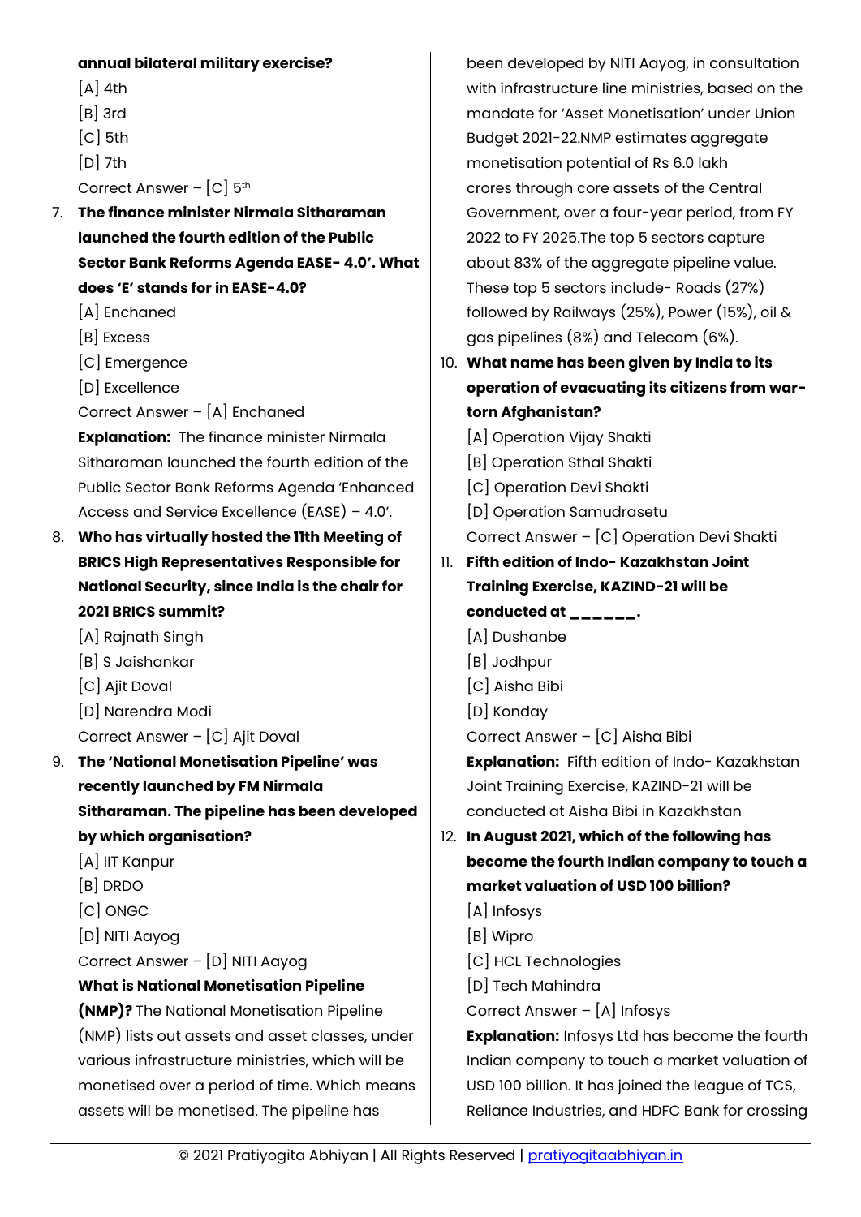**annual bilateral military exercise?**

[A] 4th

[B] 3rd

[C] 5th

[D] 7th

Correct Answer – [C] 5th

7. **The finance minister Nirmala Sitharaman launched the fourth edition of the Public Sector Bank Reforms Agenda EASE- 4.0'. What does 'E' stands for in EASE-4.0?**

   [A] Enchaned

   [B] Excess

   [C] Emergence

   [D] Excellence

   Correct Answer – [A] Enchaned

   **Explanation:** The finance minister Nirmala Sitharaman launched the fourth edition of the Public Sector Bank Reforms Agenda 'Enhanced Access and Service Excellence (EASE) – 4.0'.

8. **Who has virtually hosted the 11th Meeting of BRICS High Representatives Responsible for National Security, since India is the chair for 2021 BRICS summit?**

   [A] Rajnath Singh

   [B] S Jaishankar

   [C] Ajit Doval

   [D] Narendra Modi

   Correct Answer – [C] Ajit Doval

9. **The 'National Monetisation Pipeline' was recently launched by FM Nirmala Sitharaman. The pipeline has been developed by which organisation?**

   [A] IIT Kanpur

   [B] DRDO

   [C] ONGC

   [D] NITI Aayog

   Correct Answer – [D] NITI Aayog

   **What is National Monetisation Pipeline (NMP)?** The National Monetisation Pipeline (NMP) lists out assets and asset classes, under various infrastructure ministries, which will be monetised over a period of time. Which means assets will be monetised. The pipeline has been developed by NITI Aayog, in consultation with infrastructure line ministries, based on the mandate for 'Asset Monetisation' under Union Budget 2021-22.NMP estimates aggregate monetisation potential of Rs 6.0 lakh crores through core assets of the Central Government, over a four-year period, from FY 2022 to FY 2025.The top 5 sectors capture about 83% of the aggregate pipeline value. These top 5 sectors include- Roads (27%) followed by Railways (25%), Power (15%), oil & gas pipelines (8%) and Telecom (6%).

10. **What name has been given by India to its operation of evacuating its citizens from war-torn Afghanistan?**

    [A] Operation Vijay Shakti

    [B] Operation Sthal Shakti

    [C] Operation Devi Shakti

    [D] Operation Samudrasetu

    Correct Answer – [C] Operation Devi Shakti

11. **Fifth edition of Indo- Kazakhstan Joint Training Exercise, KAZIND-21 will be conducted at ______.**

    [A] Dushanbe

    [B] Jodhpur

    [C] Aisha Bibi

    [D] Konday

    Correct Answer – [C] Aisha Bibi

    **Explanation:** Fifth edition of Indo- Kazakhstan Joint Training Exercise, KAZIND-21 will be conducted at Aisha Bibi in Kazakhstan

12. **In August 2021, which of the following has become the fourth Indian company to touch a market valuation of USD 100 billion?**

    [A] Infosys

    [B] Wipro

    [C] HCL Technologies

    [D] Tech Mahindra

    Correct Answer – [A] Infosys

    **Explanation:** Infosys Ltd has become the fourth Indian company to touch a market valuation of USD 100 billion. It has joined the league of TCS, Reliance Industries, and HDFC Bank for crossing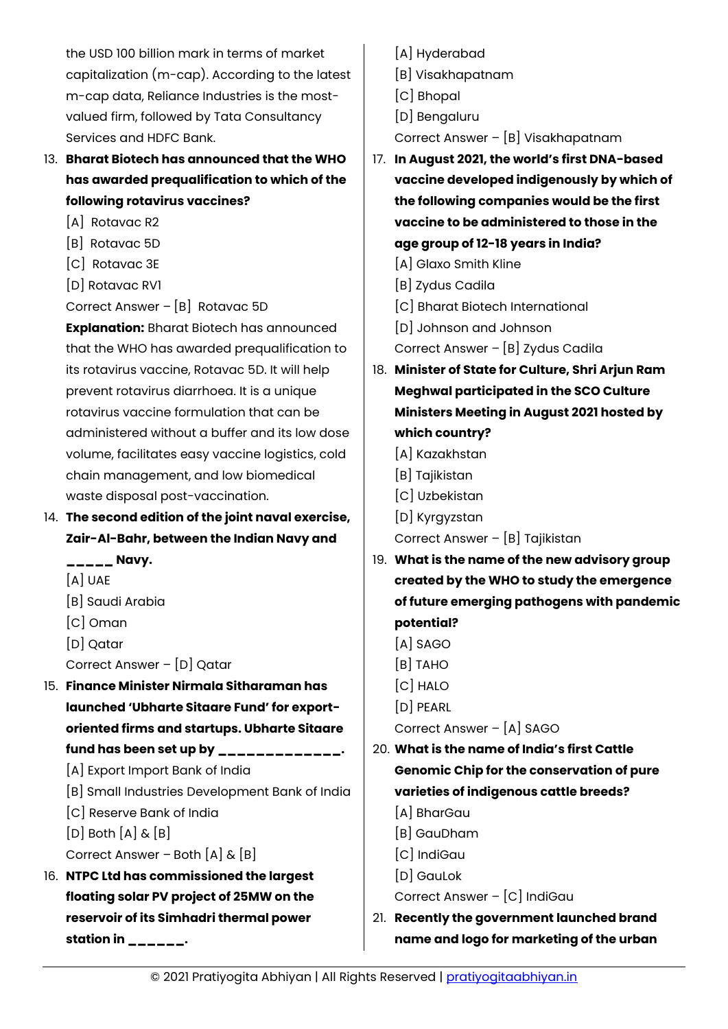the USD 100 billion mark in terms of market capitalization (m-cap). According to the latest m-cap data, Reliance Industries is the most-valued firm, followed by Tata Consultancy Services and HDFC Bank.

13. **Bharat Biotech has announced that the WHO has awarded prequalification to which of the following rotavirus vaccines?**
    [A] Rotavac R2
    [B] Rotavac 5D
    [C] Rotavac 3E
    [D] Rotavac RV1
    Correct Answer – [B] Rotavac 5D
    **Explanation:** Bharat Biotech has announced that the WHO has awarded prequalification to its rotavirus vaccine, Rotavac 5D. It will help prevent rotavirus diarrhoea. It is a unique rotavirus vaccine formulation that can be administered without a buffer and its low dose volume, facilitates easy vaccine logistics, cold chain management, and low biomedical waste disposal post-vaccination.

14. **The second edition of the joint naval exercise, Zair-Al-Bahr, between the Indian Navy and _____ Navy.**
    [A] UAE
    [B] Saudi Arabia
    [C] Oman
    [D] Qatar
    Correct Answer – [D] Qatar

15. **Finance Minister Nirmala Sitharaman has launched 'Ubharte Sitaare Fund' for export-oriented firms and startups. Ubharte Sitaare fund has been set up by _____________.**
    [A] Export Import Bank of India
    [B] Small Industries Development Bank of India
    [C] Reserve Bank of India
    [D] Both [A] & [B]
    Correct Answer – Both [A] & [B]

16. **NTPC Ltd has commissioned the largest floating solar PV project of 25MW on the reservoir of its Simhadri thermal power station in ______.**
    [A] Hyderabad
    [B] Visakhapatnam
    [C] Bhopal
    [D] Bengaluru
    Correct Answer – [B] Visakhapatnam

17. **In August 2021, the world's first DNA-based vaccine developed indigenously by which of the following companies would be the first vaccine to be administered to those in the age group of 12-18 years in India?**
    [A] Glaxo Smith Kline
    [B] Zydus Cadila
    [C] Bharat Biotech International
    [D] Johnson and Johnson
    Correct Answer – [B] Zydus Cadila

18. **Minister of State for Culture, Shri Arjun Ram Meghwal participated in the SCO Culture Ministers Meeting in August 2021 hosted by which country?**
    [A] Kazakhstan
    [B] Tajikistan
    [C] Uzbekistan
    [D] Kyrgyzstan
    Correct Answer – [B] Tajikistan

19. **What is the name of the new advisory group created by the WHO to study the emergence of future emerging pathogens with pandemic potential?**
    [A] SAGO
    [B] TAHO
    [C] HALO
    [D] PEARL
    Correct Answer – [A] SAGO

20. **What is the name of India's first Cattle Genomic Chip for the conservation of pure varieties of indigenous cattle breeds?**
    [A] BharGau
    [B] GauDham
    [C] IndiGau
    [D] GauLok
    Correct Answer – [C] IndiGau

21. **Recently the government launched brand name and logo for marketing of the urban**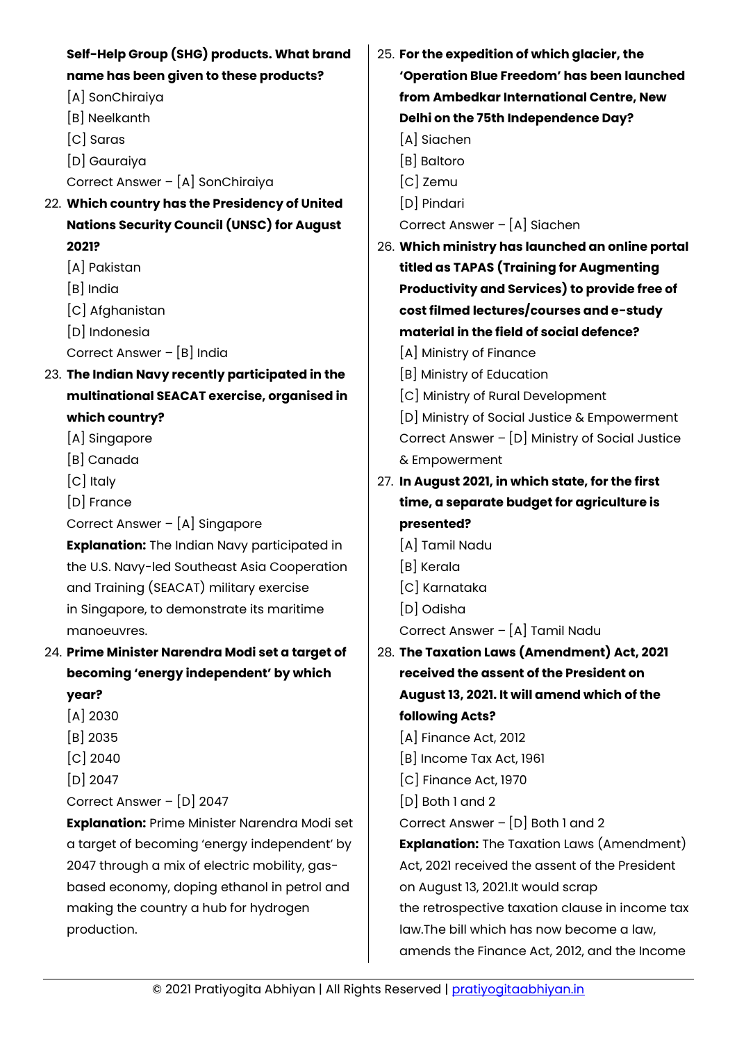**Self-Help Group (SHG) products. What brand name has been given to these products?**

[A] SonChiraiya
[B] Neelkanth
[C] Saras
[D] Gauraiya

Correct Answer – [A] SonChiraiya

22. **Which country has the Presidency of United Nations Security Council (UNSC) for August 2021?**

[A] Pakistan
[B] India
[C] Afghanistan
[D] Indonesia

Correct Answer – [B] India

23. **The Indian Navy recently participated in the multinational SEACAT exercise, organised in which country?**

[A] Singapore
[B] Canada
[C] Italy
[D] France

Correct Answer – [A] Singapore

**Explanation:** The Indian Navy participated in the U.S. Navy-led Southeast Asia Cooperation and Training (SEACAT) military exercise in Singapore, to demonstrate its maritime manoeuvres.

24. **Prime Minister Narendra Modi set a target of becoming 'energy independent' by which year?**

[A] 2030
[B] 2035
[C] 2040
[D] 2047

Correct Answer – [D] 2047

**Explanation:** Prime Minister Narendra Modi set a target of becoming 'energy independent' by 2047 through a mix of electric mobility, gas-based economy, doping ethanol in petrol and making the country a hub for hydrogen production.

25. **For the expedition of which glacier, the 'Operation Blue Freedom' has been launched from Ambedkar International Centre, New Delhi on the 75th Independence Day?**

[A] Siachen
[B] Baltoro
[C] Zemu
[D] Pindari

Correct Answer – [A] Siachen

26. **Which ministry has launched an online portal titled as TAPAS (Training for Augmenting Productivity and Services) to provide free of cost filmed lectures/courses and e-study material in the field of social defence?**

[A] Ministry of Finance
[B] Ministry of Education
[C] Ministry of Rural Development
[D] Ministry of Social Justice & Empowerment

Correct Answer – [D] Ministry of Social Justice & Empowerment

27. **In August 2021, in which state, for the first time, a separate budget for agriculture is presented?**

[A] Tamil Nadu
[B] Kerala
[C] Karnataka
[D] Odisha

Correct Answer – [A] Tamil Nadu

28. **The Taxation Laws (Amendment) Act, 2021 received the assent of the President on August 13, 2021. It will amend which of the following Acts?**

[A] Finance Act, 2012
[B] Income Tax Act, 1961
[C] Finance Act, 1970
[D] Both 1 and 2

Correct Answer – [D] Both 1 and 2

**Explanation:** The Taxation Laws (Amendment) Act, 2021 received the assent of the President on August 13, 2021.It would scrap the retrospective taxation clause in income tax law.The bill which has now become a law, amends the Finance Act, 2012, and the Income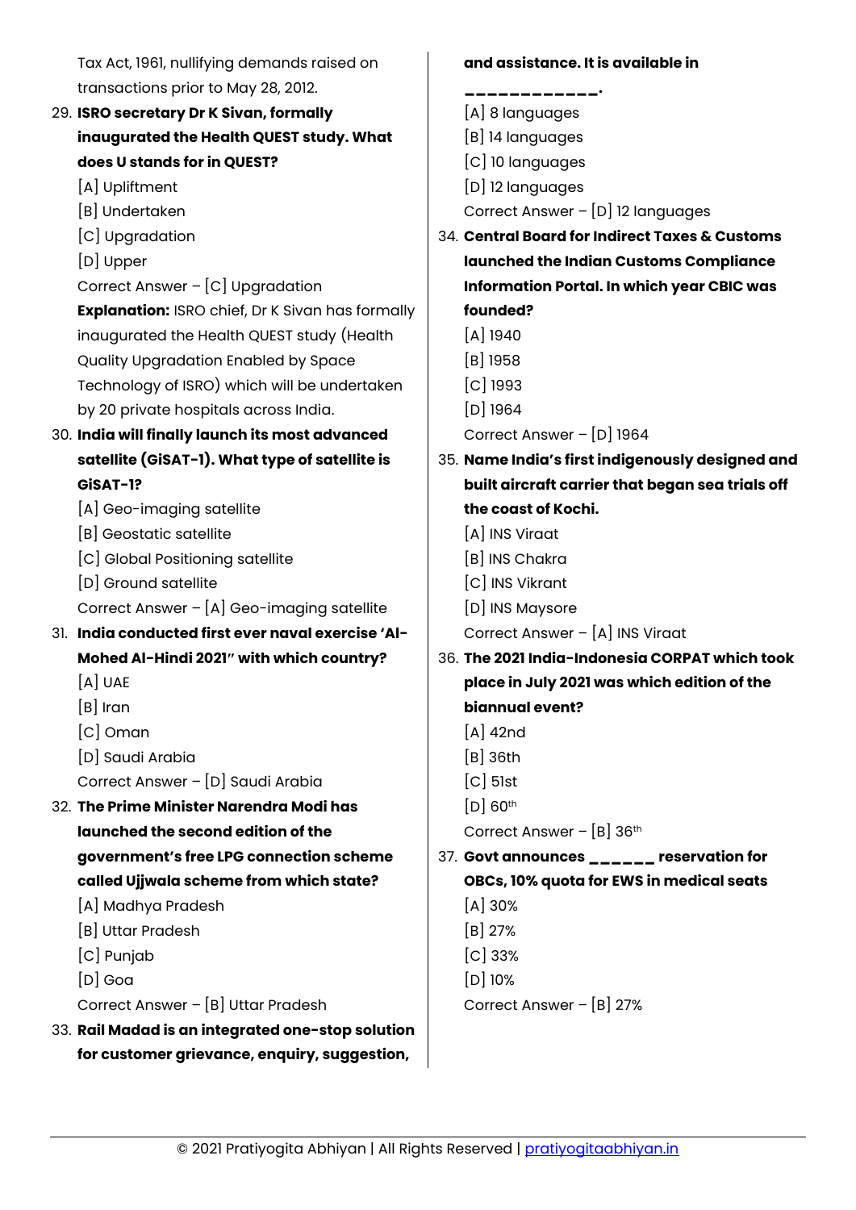Tax Act, 1961, nullifying demands raised on transactions prior to May 28, 2012.

29. **ISRO secretary Dr K Sivan, formally inaugurated the Health QUEST study. What does U stands for in QUEST?**
    [A] Upliftment
    [B] Undertaken
    [C] Upgradation
    [D] Upper
    Correct Answer – [C] Upgradation
    **Explanation:** ISRO chief, Dr K Sivan has formally inaugurated the Health QUEST study (Health Quality Upgradation Enabled by Space Technology of ISRO) which will be undertaken by 20 private hospitals across India.

30. **India will finally launch its most advanced satellite (GiSAT-1). What type of satellite is GiSAT-1?**
    [A] Geo-imaging satellite
    [B] Geostatic satellite
    [C] Global Positioning satellite
    [D] Ground satellite
    Correct Answer – [A] Geo-imaging satellite

31. **India conducted first ever naval exercise 'Al-Mohed Al-Hindi 2021" with which country?**
    [A] UAE
    [B] Iran
    [C] Oman
    [D] Saudi Arabia
    Correct Answer – [D] Saudi Arabia

32. **The Prime Minister Narendra Modi has launched the second edition of the government's free LPG connection scheme called Ujjwala scheme from which state?**
    [A] Madhya Pradesh
    [B] Uttar Pradesh
    [C] Punjab
    [D] Goa
    Correct Answer – [B] Uttar Pradesh

33. **Rail Madad is an integrated one-stop solution for customer grievance, enquiry, suggestion, and assistance. It is available in ____________.**
    [A] 8 languages
    [B] 14 languages
    [C] 10 languages
    [D] 12 languages
    Correct Answer – [D] 12 languages

34. **Central Board for Indirect Taxes & Customs launched the Indian Customs Compliance Information Portal. In which year CBIC was founded?**
    [A] 1940
    [B] 1958
    [C] 1993
    [D] 1964
    Correct Answer – [D] 1964

35. **Name India's first indigenously designed and built aircraft carrier that began sea trials off the coast of Kochi.**
    [A] INS Viraat
    [B] INS Chakra
    [C] INS Vikrant
    [D] INS Maysore
    Correct Answer – [A] INS Viraat

36. **The 2021 India-Indonesia CORPAT which took place in July 2021 was which edition of the biannual event?**
    [A] 42nd
    [B] 36th
    [C] 51st
    [D] 60th
    Correct Answer – [B] 36th

37. **Govt announces ______ reservation for OBCs, 10% quota for EWS in medical seats**
    [A] 30%
    [B] 27%
    [C] 33%
    [D] 10%
    Correct Answer – [B] 27%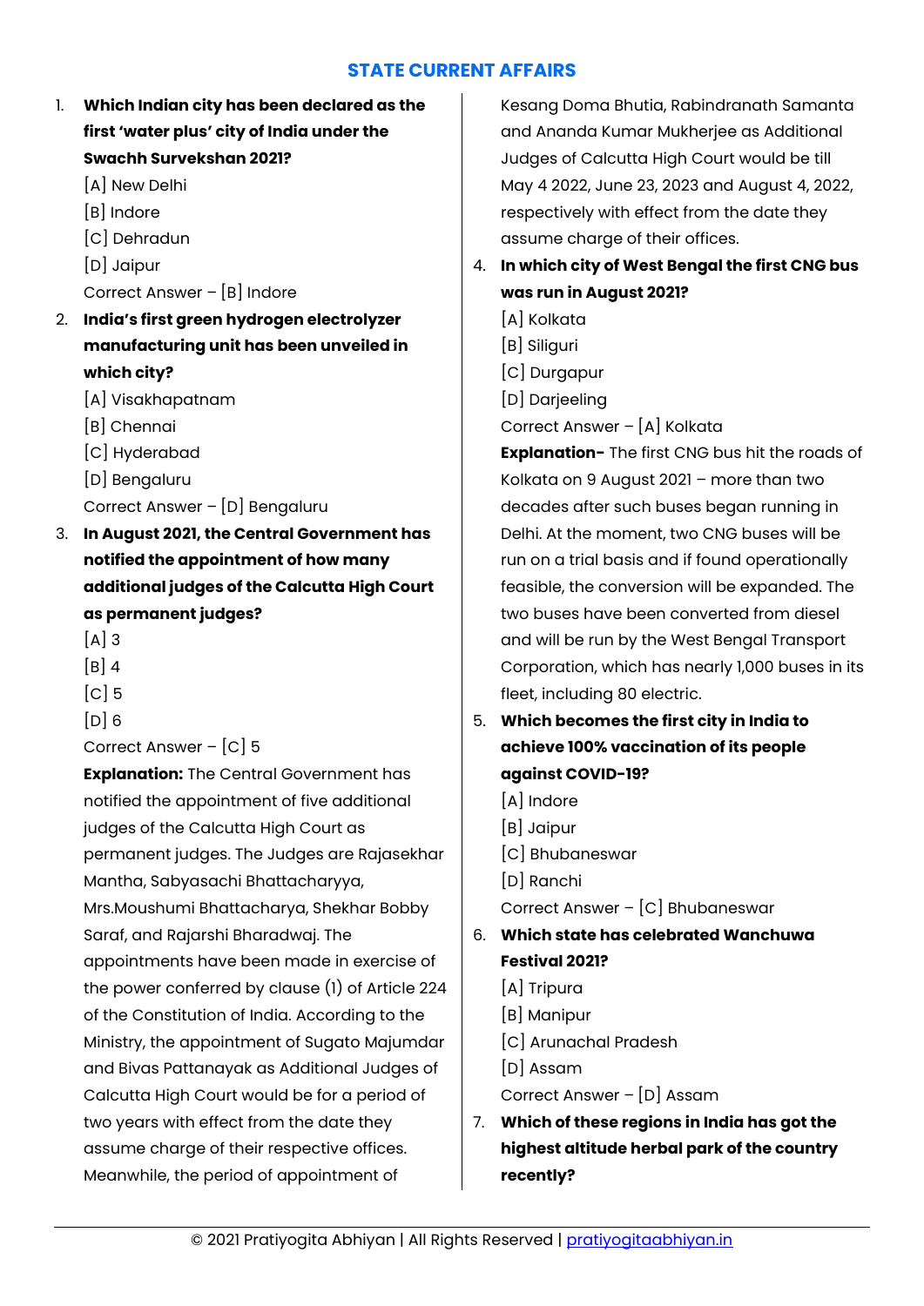## STATE CURRENT AFFAIRS

1. **Which Indian city has been declared as the first 'water plus' city of India under the Swachh Survekshan 2021?**
   [A] New Delhi
   [B] Indore
   [C] Dehradun
   [D] Jaipur
   Correct Answer – [B] Indore

2. **India's first green hydrogen electrolyzer manufacturing unit has been unveiled in which city?**
   [A] Visakhapatnam
   [B] Chennai
   [C] Hyderabad
   [D] Bengaluru
   Correct Answer – [D] Bengaluru

3. **In August 2021, the Central Government has notified the appointment of how many additional judges of the Calcutta High Court as permanent judges?**
   [A] 3
   [B] 4
   [C] 5
   [D] 6
   Correct Answer – [C] 5
   **Explanation:** The Central Government has notified the appointment of five additional judges of the Calcutta High Court as permanent judges. The Judges are Rajasekhar Mantha, Sabyasachi Bhattacharyya, Mrs.Moushumi Bhattacharya, Shekhar Bobby Saraf, and Rajarshi Bharadwaj. The appointments have been made in exercise of the power conferred by clause (1) of Article 224 of the Constitution of India. According to the Ministry, the appointment of Sugato Majumdar and Bivas Pattanayak as Additional Judges of Calcutta High Court would be for a period of two years with effect from the date they assume charge of their respective offices. Meanwhile, the period of appointment of Kesang Doma Bhutia, Rabindranath Samanta and Ananda Kumar Mukherjee as Additional Judges of Calcutta High Court would be till May 4 2022, June 23, 2023 and August 4, 2022, respectively with effect from the date they assume charge of their offices.

4. **In which city of West Bengal the first CNG bus was run in August 2021?**
   [A] Kolkata
   [B] Siliguri
   [C] Durgapur
   [D] Darjeeling
   Correct Answer – [A] Kolkata
   **Explanation-** The first CNG bus hit the roads of Kolkata on 9 August 2021 – more than two decades after such buses began running in Delhi. At the moment, two CNG buses will be run on a trial basis and if found operationally feasible, the conversion will be expanded. The two buses have been converted from diesel and will be run by the West Bengal Transport Corporation, which has nearly 1,000 buses in its fleet, including 80 electric.

5. **Which becomes the first city in India to achieve 100% vaccination of its people against COVID-19?**
   [A] Indore
   [B] Jaipur
   [C] Bhubaneswar
   [D] Ranchi
   Correct Answer – [C] Bhubaneswar

6. **Which state has celebrated Wanchuwa Festival 2021?**
   [A] Tripura
   [B] Manipur
   [C] Arunachal Pradesh
   [D] Assam
   Correct Answer – [D] Assam

7. **Which of these regions in India has got the highest altitude herbal park of the country recently?**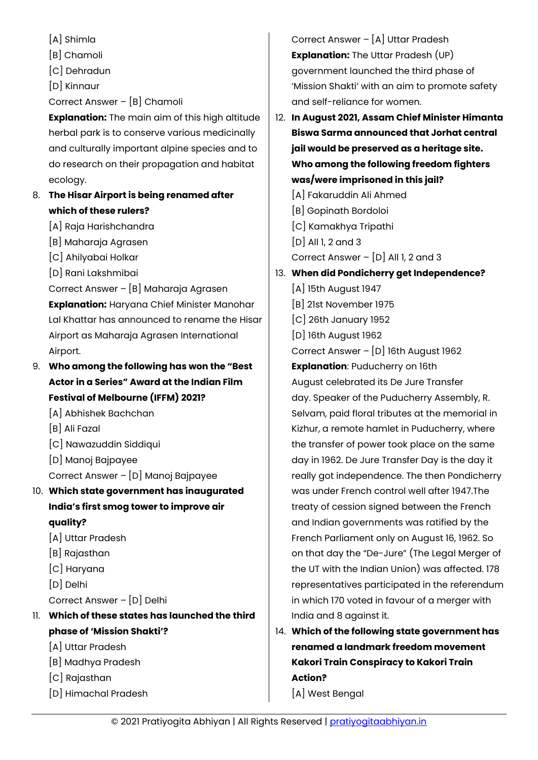[A] Shimla
[B] Chamoli
[C] Dehradun
[D] Kinnaur
Correct Answer – [B] Chamoli
**Explanation:** The main aim of this high altitude herbal park is to conserve various medicinally and culturally important alpine species and to do research on their propagation and habitat ecology.

8. **The Hisar Airport is being renamed after which of these rulers?**
[A] Raja Harishchandra
[B] Maharaja Agrasen
[C] Ahilyabai Holkar
[D] Rani Lakshmibai
Correct Answer – [B] Maharaja Agrasen
**Explanation:** Haryana Chief Minister Manohar Lal Khattar has announced to rename the Hisar Airport as Maharaja Agrasen International Airport.

9. **Who among the following has won the "Best Actor in a Series" Award at the Indian Film Festival of Melbourne (IFFM) 2021?**
[A] Abhishek Bachchan
[B] Ali Fazal
[C] Nawazuddin Siddiqui
[D] Manoj Bajpayee
Correct Answer – [D] Manoj Bajpayee

10. **Which state government has inaugurated India's first smog tower to improve air quality?**
[A] Uttar Pradesh
[B] Rajasthan
[C] Haryana
[D] Delhi
Correct Answer – [D] Delhi

11. **Which of these states has launched the third phase of 'Mission Shakti'?**
[A] Uttar Pradesh
[B] Madhya Pradesh
[C] Rajasthan
[D] Himachal Pradesh
Correct Answer – [A] Uttar Pradesh
**Explanation:** The Uttar Pradesh (UP) government launched the third phase of 'Mission Shakti' with an aim to promote safety and self-reliance for women.

12. **In August 2021, Assam Chief Minister Himanta Biswa Sarma announced that Jorhat central jail would be preserved as a heritage site. Who among the following freedom fighters was/were imprisoned in this jail?**
[A] Fakaruddin Ali Ahmed
[B] Gopinath Bordoloi
[C] Kamakhya Tripathi
[D] All 1, 2 and 3
Correct Answer – [D] All 1, 2 and 3

13. **When did Pondicherry get Independence?**
[A] 15th August 1947
[B] 21st November 1975
[C] 26th January 1952
[D] 16th August 1962
Correct Answer – [D] 16th August 1962
**Explanation**: Puducherry on 16th August celebrated its De Jure Transfer day. Speaker of the Puducherry Assembly, R. Selvam, paid floral tributes at the memorial in Kizhur, a remote hamlet in Puducherry, where the transfer of power took place on the same day in 1962. De Jure Transfer Day is the day it really got independence. The then Pondicherry was under French control well after 1947.The treaty of cession signed between the French and Indian governments was ratified by the French Parliament only on August 16, 1962. So on that day the "De-Jure" (The Legal Merger of the UT with the Indian Union) was affected. 178 representatives participated in the referendum in which 170 voted in favour of a merger with India and 8 against it.

14. **Which of the following state government has renamed a landmark freedom movement Kakori Train Conspiracy to Kakori Train Action?**
[A] West Bengal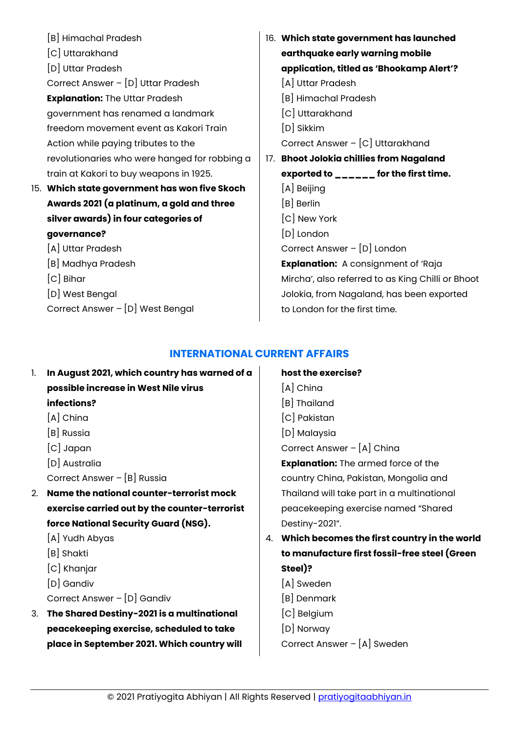[B] Himachal Pradesh
[C] Uttarakhand
[D] Uttar Pradesh
Correct Answer – [D] Uttar Pradesh
**Explanation:** The Uttar Pradesh government has renamed a landmark freedom movement event as Kakori Train Action while paying tributes to the revolutionaries who were hanged for robbing a train at Kakori to buy weapons in 1925.

15. **Which state government has won five Skoch Awards 2021 (a platinum, a gold and three silver awards) in four categories of governance?**
[A] Uttar Pradesh
[B] Madhya Pradesh
[C] Bihar
[D] West Bengal
Correct Answer – [D] West Bengal

16. **Which state government has launched earthquake early warning mobile application, titled as 'Bhookamp Alert'?**
[A] Uttar Pradesh
[B] Himachal Pradesh
[C] Uttarakhand
[D] Sikkim
Correct Answer – [C] Uttarakhand

17. **Bhoot Jolokia chillies from Nagaland exported to ______ for the first time.**
[A] Beijing
[B] Berlin
[C] New York
[D] London
Correct Answer – [D] London
**Explanation:** A consignment of 'Raja Mircha', also referred to as King Chilli or Bhoot Jolokia, from Nagaland, has been exported to London for the first time.

## INTERNATIONAL CURRENT AFFAIRS

1. **In August 2021, which country has warned of a possible increase in West Nile virus infections?**
[A] China
[B] Russia
[C] Japan
[D] Australia
Correct Answer – [B] Russia

2. **Name the national counter-terrorist mock exercise carried out by the counter-terrorist force National Security Guard (NSG).**
[A] Yudh Abyas
[B] Shakti
[C] Khanjar
[D] Gandiv
Correct Answer – [D] Gandiv

3. **The Shared Destiny-2021 is a multinational peacekeeping exercise, scheduled to take place in September 2021. Which country will host the exercise?**
[A] China
[B] Thailand
[C] Pakistan
[D] Malaysia
Correct Answer – [A] China
**Explanation:** The armed force of the country China, Pakistan, Mongolia and Thailand will take part in a multinational peacekeeping exercise named "Shared Destiny-2021".

4. **Which becomes the first country in the world to manufacture first fossil-free steel (Green Steel)?**
[A] Sweden
[B] Denmark
[C] Belgium
[D] Norway
Correct Answer – [A] Sweden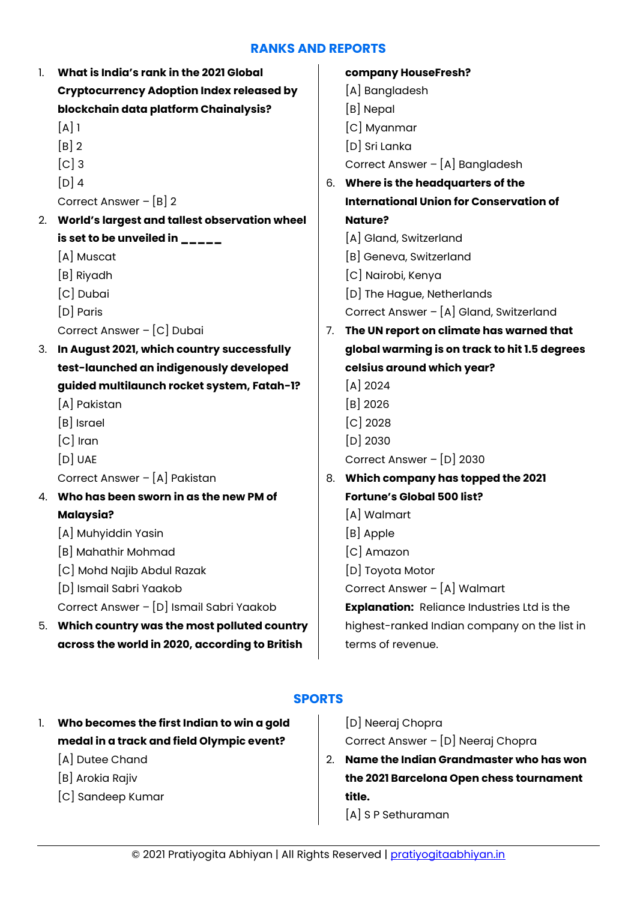## RANKS AND REPORTS

1. **What is India's rank in the 2021 Global Cryptocurrency Adoption Index released by blockchain data platform Chainalysis?**
   [A] 1
   [B] 2
   [C] 3
   [D] 4
   Correct Answer – [B] 2

2. **World's largest and tallest observation wheel is set to be unveiled in _____**
   [A] Muscat
   [B] Riyadh
   [C] Dubai
   [D] Paris
   Correct Answer – [C] Dubai

3. **In August 2021, which country successfully test-launched an indigenously developed guided multilaunch rocket system, Fatah-1?**
   [A] Pakistan
   [B] Israel
   [C] Iran
   [D] UAE
   Correct Answer – [A] Pakistan

4. **Who has been sworn in as the new PM of Malaysia?**
   [A] Muhyiddin Yasin
   [B] Mahathir Mohmad
   [C] Mohd Najib Abdul Razak
   [D] Ismail Sabri Yaakob
   Correct Answer – [D] Ismail Sabri Yaakob

5. **Which country was the most polluted country across the world in 2020, according to British company HouseFresh?**
   [A] Bangladesh
   [B] Nepal
   [C] Myanmar
   [D] Sri Lanka
   Correct Answer – [A] Bangladesh

6. **Where is the headquarters of the International Union for Conservation of Nature?**
   [A] Gland, Switzerland
   [B] Geneva, Switzerland
   [C] Nairobi, Kenya
   [D] The Hague, Netherlands
   Correct Answer – [A] Gland, Switzerland

7. **The UN report on climate has warned that global warming is on track to hit 1.5 degrees celsius around which year?**
   [A] 2024
   [B] 2026
   [C] 2028
   [D] 2030
   Correct Answer – [D] 2030

8. **Which company has topped the 2021 Fortune's Global 500 list?**
   [A] Walmart
   [B] Apple
   [C] Amazon
   [D] Toyota Motor
   Correct Answer – [A] Walmart
   **Explanation:** Reliance Industries Ltd is the highest-ranked Indian company on the list in terms of revenue.

## SPORTS

1. **Who becomes the first Indian to win a gold medal in a track and field Olympic event?**
   [A] Dutee Chand
   [B] Arokia Rajiv
   [C] Sandeep Kumar
   [D] Neeraj Chopra
   Correct Answer – [D] Neeraj Chopra

2. **Name the Indian Grandmaster who has won the 2021 Barcelona Open chess tournament title.**
   [A] S P Sethuraman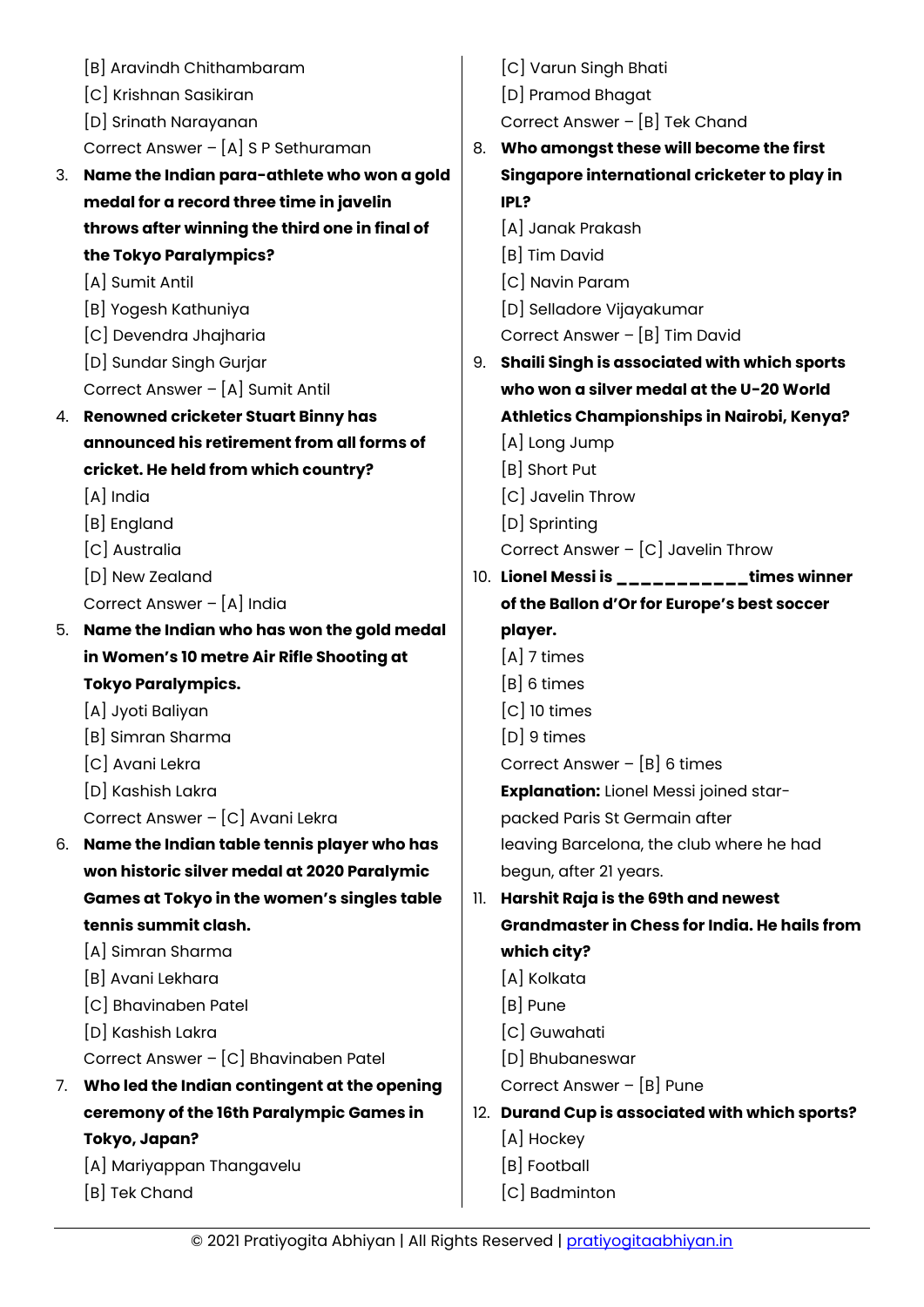[B] Aravindh Chithambaram

[C] Krishnan Sasikiran

[D] Srinath Narayanan

Correct Answer – [A] S P Sethuraman

3. **Name the Indian para-athlete who won a gold medal for a record three time in javelin throws after winning the third one in final of the Tokyo Paralympics?**

   [A] Sumit Antil

   [B] Yogesh Kathuniya

   [C] Devendra Jhajharia

   [D] Sundar Singh Gurjar

   Correct Answer – [A] Sumit Antil

4. **Renowned cricketer Stuart Binny has announced his retirement from all forms of cricket. He held from which country?**

   [A] India

   [B] England

   [C] Australia

   [D] New Zealand

   Correct Answer – [A] India

5. **Name the Indian who has won the gold medal in Women's 10 metre Air Rifle Shooting at Tokyo Paralympics.**

   [A] Jyoti Baliyan

   [B] Simran Sharma

   [C] Avani Lekra

   [D] Kashish Lakra

   Correct Answer – [C] Avani Lekra

6. **Name the Indian table tennis player who has won historic silver medal at 2020 Paralymic Games at Tokyo in the women's singles table tennis summit clash.**

   [A] Simran Sharma

   [B] Avani Lekhara

   [C] Bhavinaben Patel

   [D] Kashish Lakra

   Correct Answer – [C] Bhavinaben Patel

7. **Who led the Indian contingent at the opening ceremony of the 16th Paralympic Games in Tokyo, Japan?**

   [A] Mariyappan Thangavelu

   [B] Tek Chand

   [C] Varun Singh Bhati

   [D] Pramod Bhagat

   Correct Answer – [B] Tek Chand

8. **Who amongst these will become the first Singapore international cricketer to play in IPL?**

   [A] Janak Prakash

   [B] Tim David

   [C] Navin Param

   [D] Selladore Vijayakumar

   Correct Answer – [B] Tim David

9. **Shaili Singh is associated with which sports who won a silver medal at the U-20 World Athletics Championships in Nairobi, Kenya?**

   [A] Long Jump

   [B] Short Put

   [C] Javelin Throw

   [D] Sprinting

   Correct Answer – [C] Javelin Throw

10. **Lionel Messi is ___________times winner of the Ballon d'Or for Europe's best soccer player.**

    [A] 7 times

    [B] 6 times

    [C] 10 times

    [D] 9 times

    Correct Answer – [B] 6 times

    **Explanation:** Lionel Messi joined star-packed Paris St Germain after leaving Barcelona, the club where he had begun, after 21 years.

11. **Harshit Raja is the 69th and newest Grandmaster in Chess for India. He hails from which city?**

    [A] Kolkata

    [B] Pune

    [C] Guwahati

    [D] Bhubaneswar

    Correct Answer – [B] Pune

12. **Durand Cup is associated with which sports?**

    [A] Hockey

    [B] Football

    [C] Badminton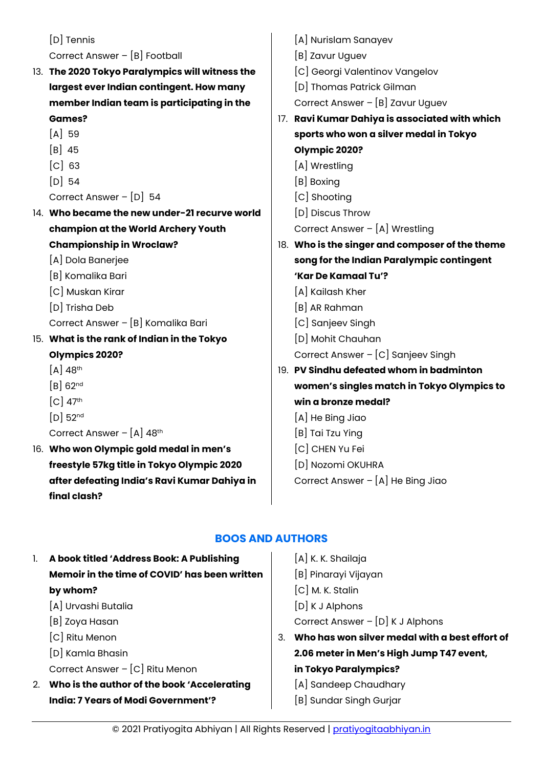[D] Tennis

Correct Answer – [B] Football

13. **The 2020 Tokyo Paralympics will witness the largest ever Indian contingent. How many member Indian team is participating in the Games?**

    [A] 59

    [B] 45

    [C] 63

    [D] 54

    Correct Answer – [D] 54

14. **Who became the new under-21 recurve world champion at the World Archery Youth Championship in Wroclaw?**

    [A] Dola Banerjee

    [B] Komalika Bari

    [C] Muskan Kirar

    [D] Trisha Deb

    Correct Answer – [B] Komalika Bari

15. **What is the rank of Indian in the Tokyo Olympics 2020?**

    [A] 48th

    [B] 62nd

    [C] 47th

    [D] 52nd

    Correct Answer – [A] 48th

16. **Who won Olympic gold medal in men's freestyle 57kg title in Tokyo Olympic 2020 after defeating India's Ravi Kumar Dahiya in final clash?**

    [A] Nurislam Sanayev

    [B] Zavur Uguev

    [C] Georgi Valentinov Vangelov

    [D] Thomas Patrick Gilman

    Correct Answer – [B] Zavur Uguev

17. **Ravi Kumar Dahiya is associated with which sports who won a silver medal in Tokyo Olympic 2020?**

    [A] Wrestling

    [B] Boxing

    [C] Shooting

    [D] Discus Throw

    Correct Answer – [A] Wrestling

18. **Who is the singer and composer of the theme song for the Indian Paralympic contingent 'Kar De Kamaal Tu'?**

    [A] Kailash Kher

    [B] AR Rahman

    [C] Sanjeev Singh

    [D] Mohit Chauhan

    Correct Answer – [C] Sanjeev Singh

19. **PV Sindhu defeated whom in badminton women's singles match in Tokyo Olympics to win a bronze medal?**

    [A] He Bing Jiao

    [B] Tai Tzu Ying

    [C] CHEN Yu Fei

    [D] Nozomi OKUHRA

    Correct Answer – [A] He Bing Jiao

## BOOS AND AUTHORS

1. **A book titled 'Address Book: A Publishing Memoir in the time of COVID' has been written by whom?**

    [A] Urvashi Butalia

    [B] Zoya Hasan

    [C] Ritu Menon

    [D] Kamla Bhasin

    Correct Answer – [C] Ritu Menon

2. **Who is the author of the book 'Accelerating India: 7 Years of Modi Government'?**

    [A] K. K. Shailaja

    [B] Pinarayi Vijayan

    [C] M. K. Stalin

    [D] K J Alphons

    Correct Answer – [D] K J Alphons

3. **Who has won silver medal with a best effort of 2.06 meter in Men's High Jump T47 event, in Tokyo Paralympics?**

    [A] Sandeep Chaudhary

    [B] Sundar Singh Gurjar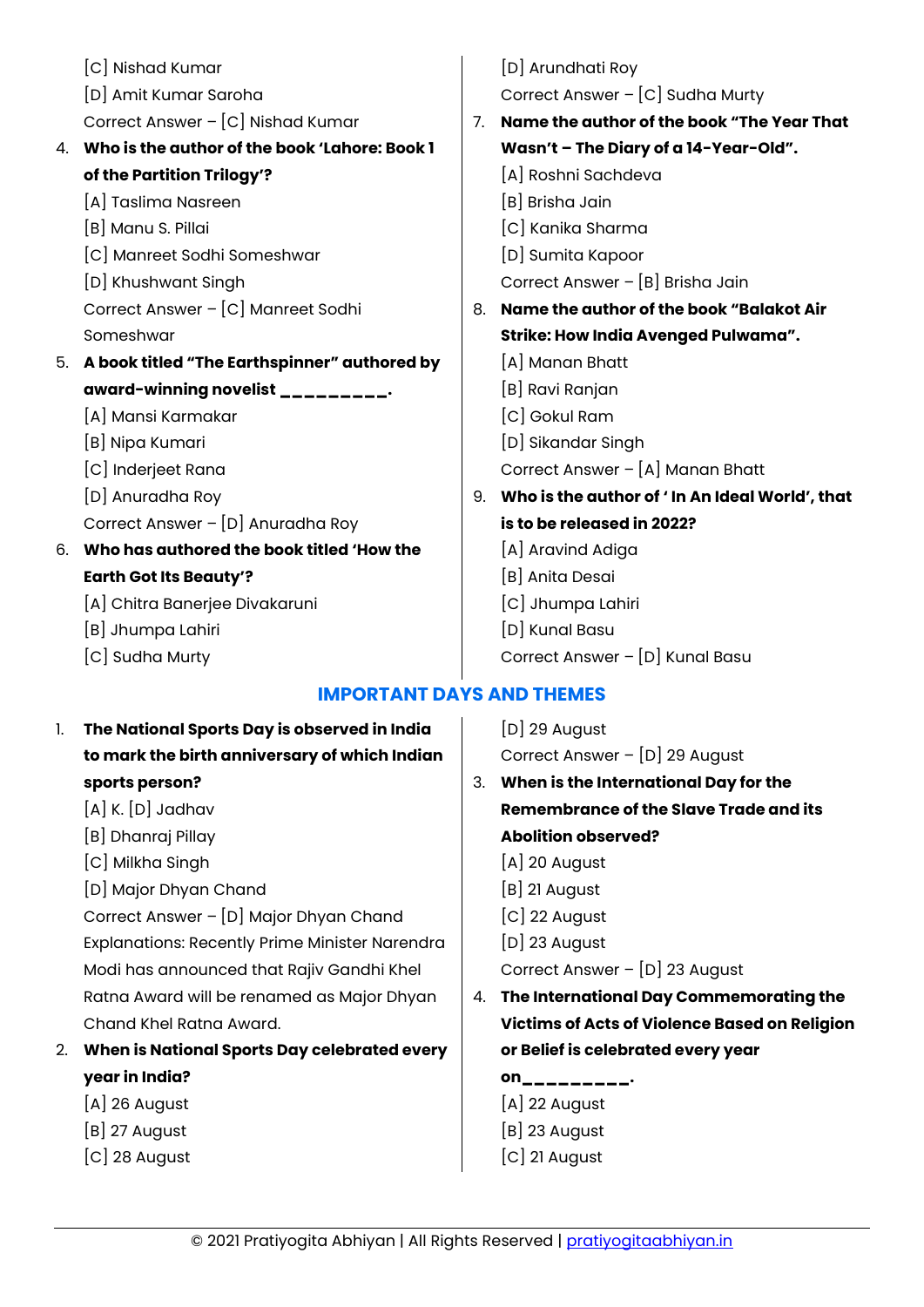[C] Nishad Kumar

[D] Amit Kumar Saroha

Correct Answer – [C] Nishad Kumar

4. **Who is the author of the book 'Lahore: Book 1 of the Partition Trilogy'?**

   [A] Taslima Nasreen

   [B] Manu S. Pillai

   [C] Manreet Sodhi Someshwar

   [D] Khushwant Singh

   Correct Answer – [C] Manreet Sodhi Someshwar

5. **A book titled "The Earthspinner" authored by award-winning novelist _________.**

   [A] Mansi Karmakar

   [B] Nipa Kumari

   [C] Inderjeet Rana

   [D] Anuradha Roy

   Correct Answer – [D] Anuradha Roy

6. **Who has authored the book titled 'How the Earth Got Its Beauty'?**

   [A] Chitra Banerjee Divakaruni

   [B] Jhumpa Lahiri

   [C] Sudha Murty

   [D] Arundhati Roy

   Correct Answer – [C] Sudha Murty

7. **Name the author of the book "The Year That Wasn't – The Diary of a 14-Year-Old".**

   [A] Roshni Sachdeva

   [B] Brisha Jain

   [C] Kanika Sharma

   [D] Sumita Kapoor

   Correct Answer – [B] Brisha Jain

8. **Name the author of the book "Balakot Air Strike: How India Avenged Pulwama".**

   [A] Manan Bhatt

   [B] Ravi Ranjan

   [C] Gokul Ram

   [D] Sikandar Singh

   Correct Answer – [A] Manan Bhatt

9. **Who is the author of ' In An Ideal World', that is to be released in 2022?**

   [A] Aravind Adiga

   [B] Anita Desai

   [C] Jhumpa Lahiri

   [D] Kunal Basu

   Correct Answer – [D] Kunal Basu

## IMPORTANT DAYS AND THEMES

1. **The National Sports Day is observed in India to mark the birth anniversary of which Indian sports person?**

   [A] K. [D] Jadhav

   [B] Dhanraj Pillay

   [C] Milkha Singh

   [D] Major Dhyan Chand

   Correct Answer – [D] Major Dhyan Chand

   Explanations: Recently Prime Minister Narendra Modi has announced that Rajiv Gandhi Khel Ratna Award will be renamed as Major Dhyan Chand Khel Ratna Award.

2. **When is National Sports Day celebrated every year in India?**

   [A] 26 August

   [B] 27 August

   [C] 28 August

   [D] 29 August

   Correct Answer – [D] 29 August

3. **When is the International Day for the Remembrance of the Slave Trade and its Abolition observed?**

   [A] 20 August

   [B] 21 August

   [C] 22 August

   [D] 23 August

   Correct Answer – [D] 23 August

4. **The International Day Commemorating the Victims of Acts of Violence Based on Religion or Belief is celebrated every year on_________.**

   [A] 22 August

   [B] 23 August

   [C] 21 August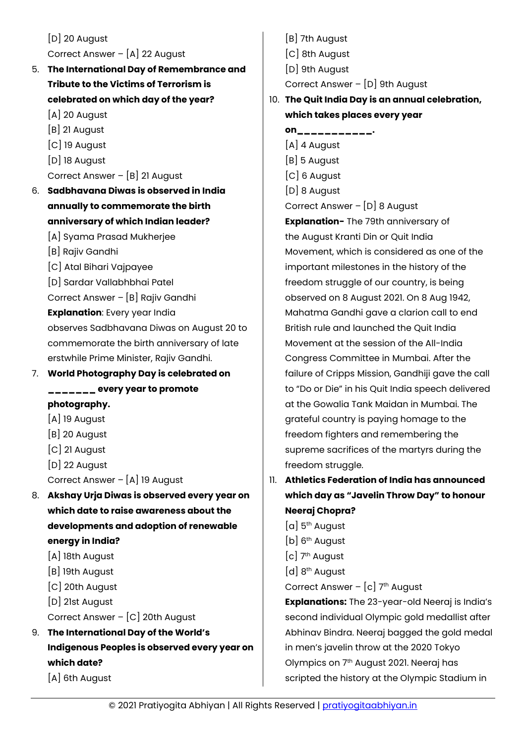[D] 20 August

Correct Answer – [A] 22 August

5. **The International Day of Remembrance and Tribute to the Victims of Terrorism is celebrated on which day of the year?**

[A] 20 August

[B] 21 August

[C] 19 August

[D] 18 August

Correct Answer – [B] 21 August

6. **Sadbhavana Diwas is observed in India annually to commemorate the birth anniversary of which Indian leader?**

[A] Syama Prasad Mukherjee

[B] Rajiv Gandhi

[C] Atal Bihari Vajpayee

[D] Sardar Vallabhbhai Patel

Correct Answer – [B] Rajiv Gandhi

**Explanation**: Every year India observes Sadbhavana Diwas on August 20 to commemorate the birth anniversary of late erstwhile Prime Minister, Rajiv Gandhi.

7. **World Photography Day is celebrated on _______ every year to promote photography.**

[A] 19 August

[B] 20 August

[C] 21 August

[D] 22 August

Correct Answer – [A] 19 August

8. **Akshay Urja Diwas is observed every year on which date to raise awareness about the developments and adoption of renewable energy in India?**

[A] 18th August

[B] 19th August

[C] 20th August

[D] 21st August

Correct Answer – [C] 20th August

9. **The International Day of the World's Indigenous Peoples is observed every year on which date?**

[A] 6th August

[B] 7th August

[C] 8th August

[D] 9th August

Correct Answer – [D] 9th August

10. **The Quit India Day is an annual celebration, which takes places every year on___________.**

[A] 4 August

[B] 5 August

[C] 6 August

[D] 8 August

Correct Answer – [D] 8 August

**Explanation-** The 79th anniversary of the August Kranti Din or Quit India Movement, which is considered as one of the important milestones in the history of the freedom struggle of our country, is being observed on 8 August 2021. On 8 Aug 1942, Mahatma Gandhi gave a clarion call to end British rule and launched the Quit India Movement at the session of the All-India Congress Committee in Mumbai. After the failure of Cripps Mission, Gandhiji gave the call to "Do or Die" in his Quit India speech delivered at the Gowalia Tank Maidan in Mumbai. The grateful country is paying homage to the freedom fighters and remembering the supreme sacrifices of the martyrs during the freedom struggle.

11. **Athletics Federation of India has announced which day as "Javelin Throw Day" to honour Neeraj Chopra?**

[a] 5th August

[b] 6th August

[c] 7th August

[d] 8th August

Correct Answer – [c] 7th August

**Explanations:** The 23-year-old Neeraj is India's second individual Olympic gold medallist after Abhinav Bindra. Neeraj bagged the gold medal in men's javelin throw at the 2020 Tokyo Olympics on 7th August 2021. Neeraj has scripted the history at the Olympic Stadium in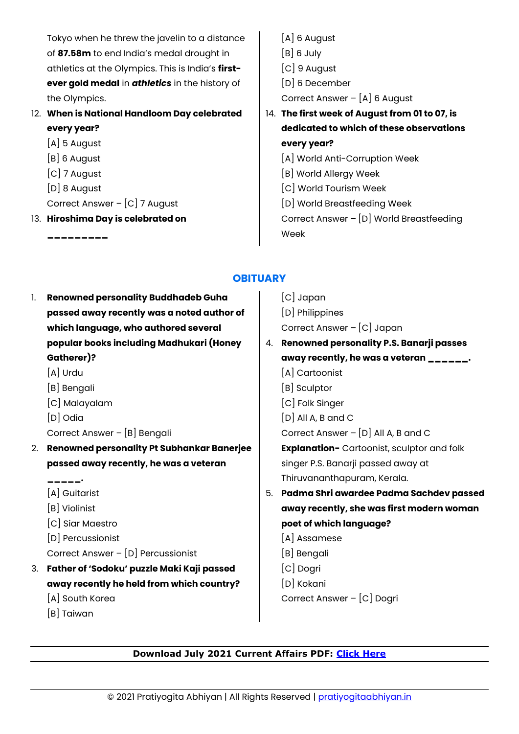Tokyo when he threw the javelin to a distance of **87.58m** to end India's medal drought in athletics at the Olympics. This is India's **first-ever gold medal** in ***athletics*** in the history of the Olympics.

12. **When is National Handloom Day celebrated every year?**
    [A] 5 August
    [B] 6 August
    [C] 7 August
    [D] 8 August
    Correct Answer – [C] 7 August
13. **Hiroshima Day is celebrated on _________**
    [A] 6 August
    [B] 6 July
    [C] 9 August
    [D] 6 December
    Correct Answer – [A] 6 August
14. **The first week of August from 01 to 07, is dedicated to which of these observations every year?**
    [A] World Anti-Corruption Week
    [B] World Allergy Week
    [C] World Tourism Week
    [D] World Breastfeeding Week
    Correct Answer – [D] World Breastfeeding Week

## OBITUARY

1. **Renowned personality Buddhadeb Guha passed away recently was a noted author of which language, who authored several popular books including Madhukari (Honey Gatherer)?**
   [A] Urdu
   [B] Bengali
   [C] Malayalam
   [D] Odia
   Correct Answer – [B] Bengali
2. **Renowned personality Pt Subhankar Banerjee passed away recently, he was a veteran _____.**
   [A] Guitarist
   [B] Violinist
   [C] Siar Maestro
   [D] Percussionist
   Correct Answer – [D] Percussionist
3. **Father of 'Sodoku' puzzle Maki Kaji passed away recently he held from which country?**
   [A] South Korea
   [B] Taiwan
   [C] Japan
   [D] Philippines
   Correct Answer – [C] Japan
4. **Renowned personality P.S. Banarji passes away recently, he was a veteran ______.**
   [A] Cartoonist
   [B] Sculptor
   [C] Folk Singer
   [D] All A, B and C
   Correct Answer – [D] All A, B and C
   **Explanation-** Cartoonist, sculptor and folk singer P.S. Banarji passed away at Thiruvananthapuram, Kerala.
5. **Padma Shri awardee Padma Sachdev passed away recently, she was first modern woman poet of which language?**
   [A] Assamese
   [B] Bengali
   [C] Dogri
   [D] Kokani
   Correct Answer – [C] Dogri

**Download July 2021 Current Affairs PDF: Click Here**